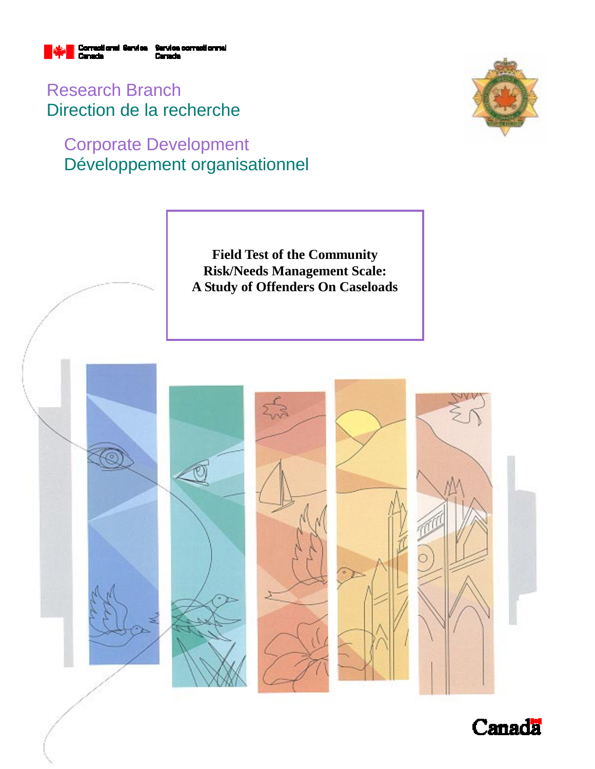Correctional Service Canada | Service correctionnel Canada

Research Branch
Direction de la recherche

Corporate Development
Développement organisationnel

# Field Test of the Community Risk/Needs Management Scale: A Study of Offenders On Caseloads

Canada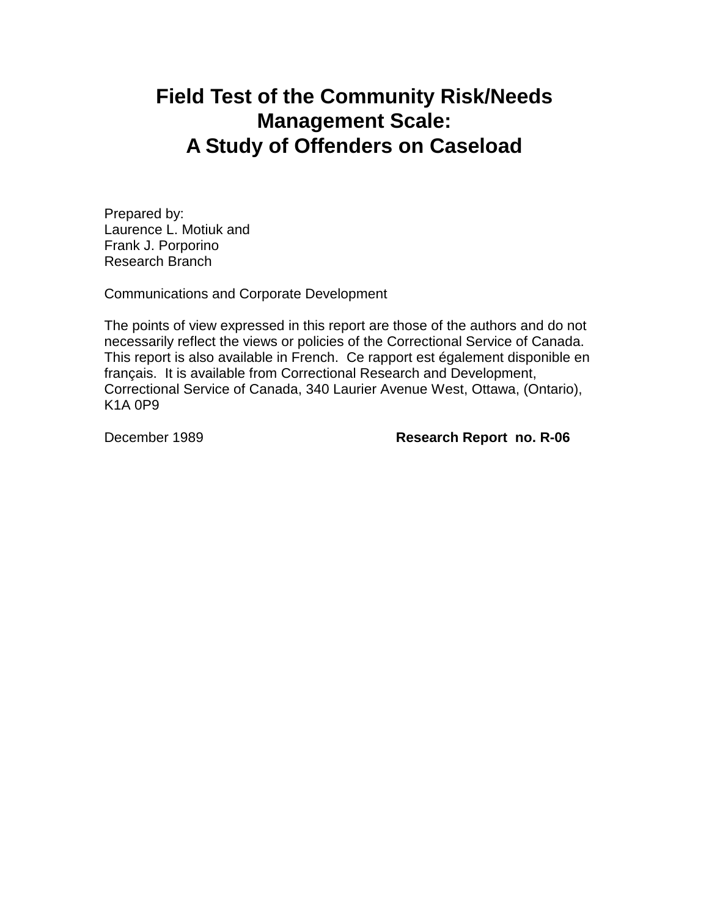# Field Test of the Community Risk/Needs Management Scale: A Study of Offenders on Caseload

Prepared by:
Laurence L. Motiuk and
Frank J. Porporino
Research Branch

Communications and Corporate Development

The points of view expressed in this report are those of the authors and do not necessarily reflect the views or policies of the Correctional Service of Canada. This report is also available in French. Ce rapport est également disponible en français. It is available from Correctional Research and Development, Correctional Service of Canada, 340 Laurier Avenue West, Ottawa, (Ontario), K1A 0P9

December 1989 **Research Report no. R-06**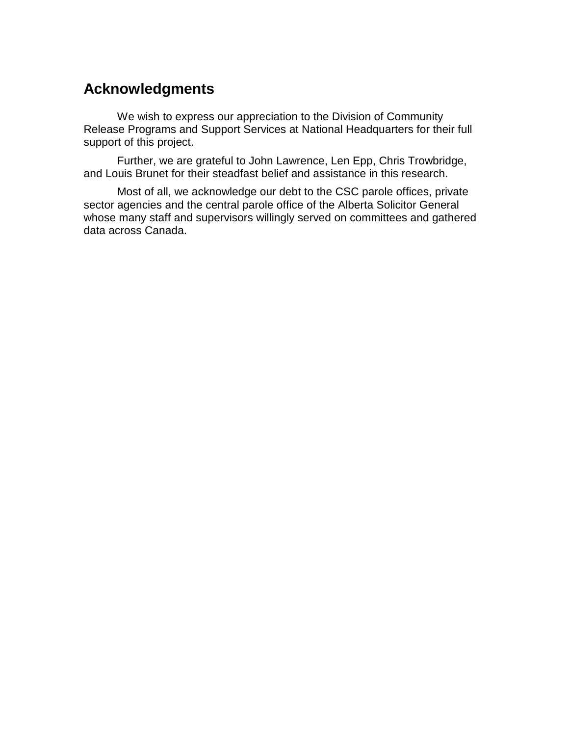## Acknowledgments

We wish to express our appreciation to the Division of Community Release Programs and Support Services at National Headquarters for their full support of this project.

Further, we are grateful to John Lawrence, Len Epp, Chris Trowbridge, and Louis Brunet for their steadfast belief and assistance in this research.

Most of all, we acknowledge our debt to the CSC parole offices, private sector agencies and the central parole office of the Alberta Solicitor General whose many staff and supervisors willingly served on committees and gathered data across Canada.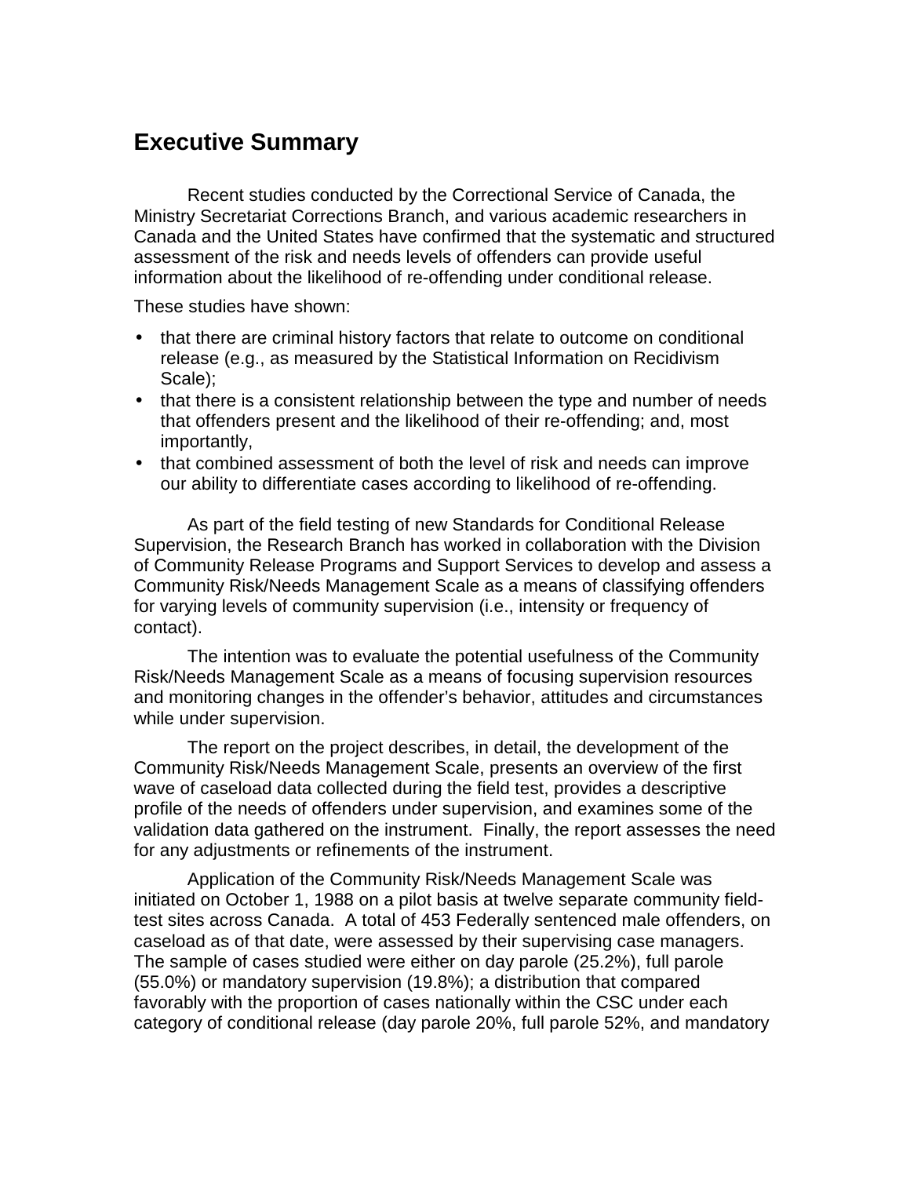## Executive Summary

Recent studies conducted by the Correctional Service of Canada, the Ministry Secretariat Corrections Branch, and various academic researchers in Canada and the United States have confirmed that the systematic and structured assessment of the risk and needs levels of offenders can provide useful information about the likelihood of re-offending under conditional release.

These studies have shown:

- that there are criminal history factors that relate to outcome on conditional release (e.g., as measured by the Statistical Information on Recidivism Scale);
- that there is a consistent relationship between the type and number of needs that offenders present and the likelihood of their re-offending; and, most importantly,
- that combined assessment of both the level of risk and needs can improve our ability to differentiate cases according to likelihood of re-offending.

As part of the field testing of new Standards for Conditional Release Supervision, the Research Branch has worked in collaboration with the Division of Community Release Programs and Support Services to develop and assess a Community Risk/Needs Management Scale as a means of classifying offenders for varying levels of community supervision (i.e., intensity or frequency of contact).

The intention was to evaluate the potential usefulness of the Community Risk/Needs Management Scale as a means of focusing supervision resources and monitoring changes in the offender's behavior, attitudes and circumstances while under supervision.

The report on the project describes, in detail, the development of the Community Risk/Needs Management Scale, presents an overview of the first wave of caseload data collected during the field test, provides a descriptive profile of the needs of offenders under supervision, and examines some of the validation data gathered on the instrument. Finally, the report assesses the need for any adjustments or refinements of the instrument.

Application of the Community Risk/Needs Management Scale was initiated on October 1, 1988 on a pilot basis at twelve separate community field-test sites across Canada. A total of 453 Federally sentenced male offenders, on caseload as of that date, were assessed by their supervising case managers. The sample of cases studied were either on day parole (25.2%), full parole (55.0%) or mandatory supervision (19.8%); a distribution that compared favorably with the proportion of cases nationally within the CSC under each category of conditional release (day parole 20%, full parole 52%, and mandatory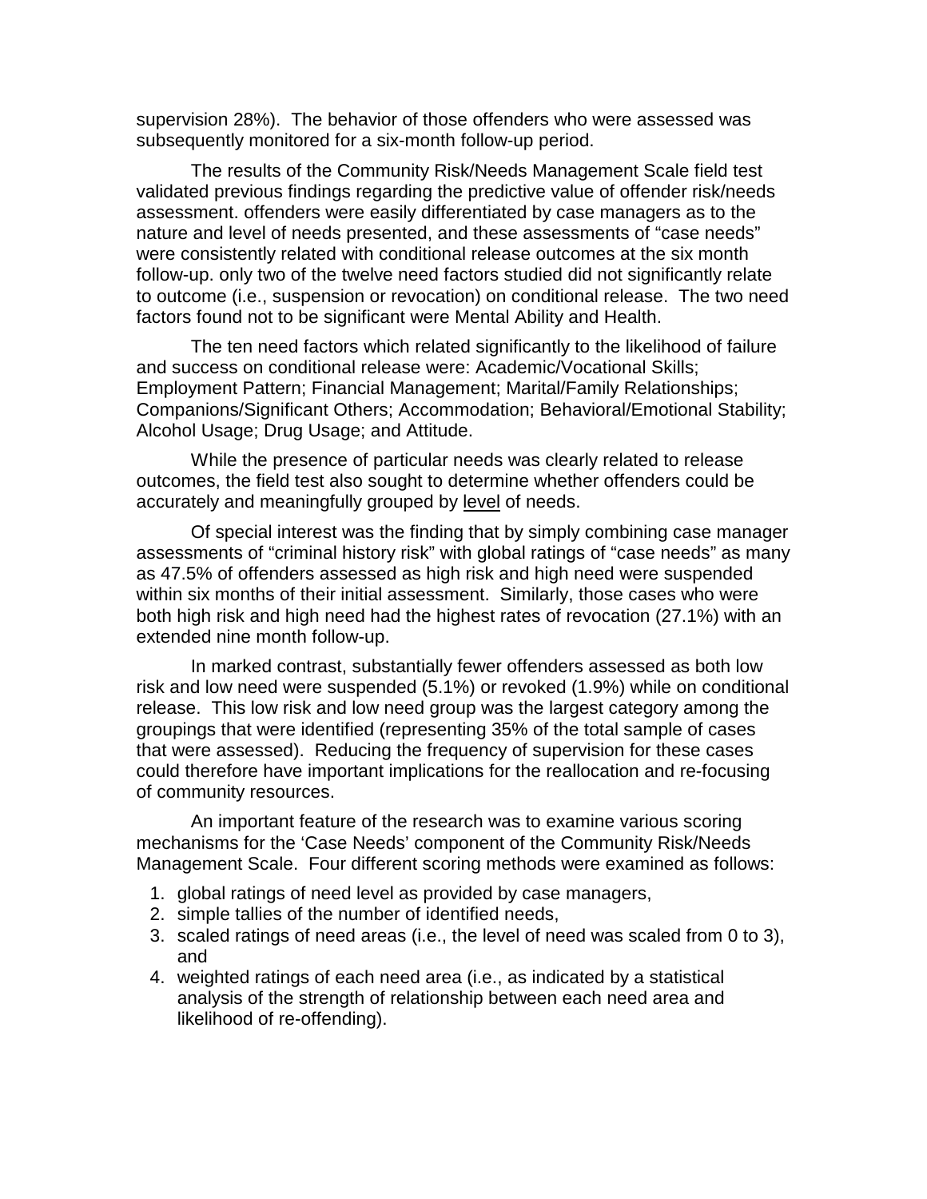supervision 28%). The behavior of those offenders who were assessed was subsequently monitored for a six-month follow-up period.

The results of the Community Risk/Needs Management Scale field test validated previous findings regarding the predictive value of offender risk/needs assessment. offenders were easily differentiated by case managers as to the nature and level of needs presented, and these assessments of "case needs" were consistently related with conditional release outcomes at the six month follow-up. only two of the twelve need factors studied did not significantly relate to outcome (i.e., suspension or revocation) on conditional release. The two need factors found not to be significant were Mental Ability and Health.

The ten need factors which related significantly to the likelihood of failure and success on conditional release were: Academic/Vocational Skills; Employment Pattern; Financial Management; Marital/Family Relationships; Companions/Significant Others; Accommodation; Behavioral/Emotional Stability; Alcohol Usage; Drug Usage; and Attitude.

While the presence of particular needs was clearly related to release outcomes, the field test also sought to determine whether offenders could be accurately and meaningfully grouped by level of needs.

Of special interest was the finding that by simply combining case manager assessments of "criminal history risk" with global ratings of "case needs" as many as 47.5% of offenders assessed as high risk and high need were suspended within six months of their initial assessment. Similarly, those cases who were both high risk and high need had the highest rates of revocation (27.1%) with an extended nine month follow-up.

In marked contrast, substantially fewer offenders assessed as both low risk and low need were suspended (5.1%) or revoked (1.9%) while on conditional release. This low risk and low need group was the largest category among the groupings that were identified (representing 35% of the total sample of cases that were assessed). Reducing the frequency of supervision for these cases could therefore have important implications for the reallocation and re-focusing of community resources.

An important feature of the research was to examine various scoring mechanisms for the 'Case Needs' component of the Community Risk/Needs Management Scale. Four different scoring methods were examined as follows:

1. global ratings of need level as provided by case managers,
2. simple tallies of the number of identified needs,
3. scaled ratings of need areas (i.e., the level of need was scaled from 0 to 3), and
4. weighted ratings of each need area (i.e., as indicated by a statistical analysis of the strength of relationship between each need area and likelihood of re-offending).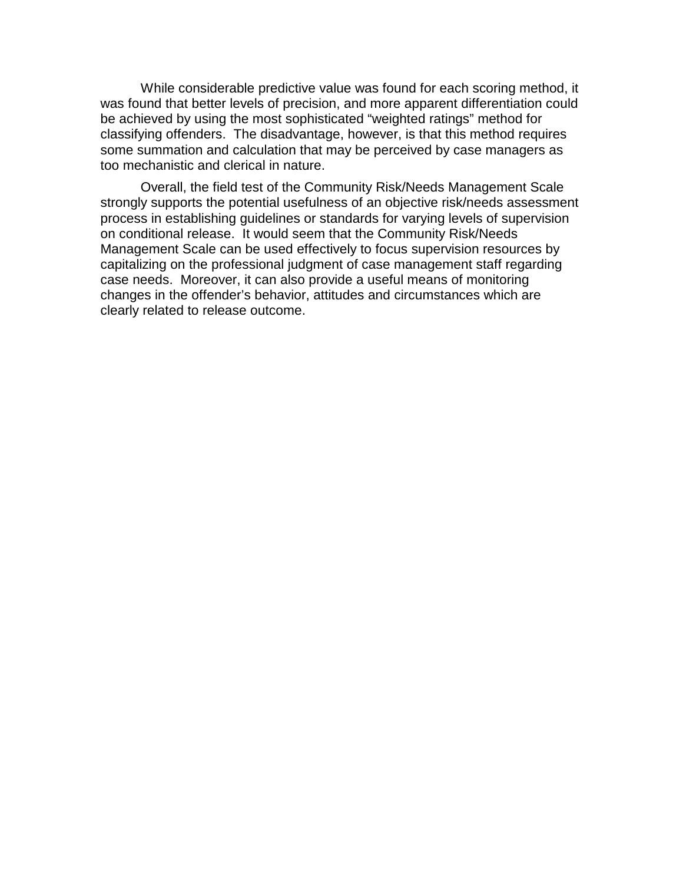While considerable predictive value was found for each scoring method, it was found that better levels of precision, and more apparent differentiation could be achieved by using the most sophisticated “weighted ratings” method for classifying offenders. The disadvantage, however, is that this method requires some summation and calculation that may be perceived by case managers as too mechanistic and clerical in nature.

Overall, the field test of the Community Risk/Needs Management Scale strongly supports the potential usefulness of an objective risk/needs assessment process in establishing guidelines or standards for varying levels of supervision on conditional release. It would seem that the Community Risk/Needs Management Scale can be used effectively to focus supervision resources by capitalizing on the professional judgment of case management staff regarding case needs. Moreover, it can also provide a useful means of monitoring changes in the offender’s behavior, attitudes and circumstances which are clearly related to release outcome.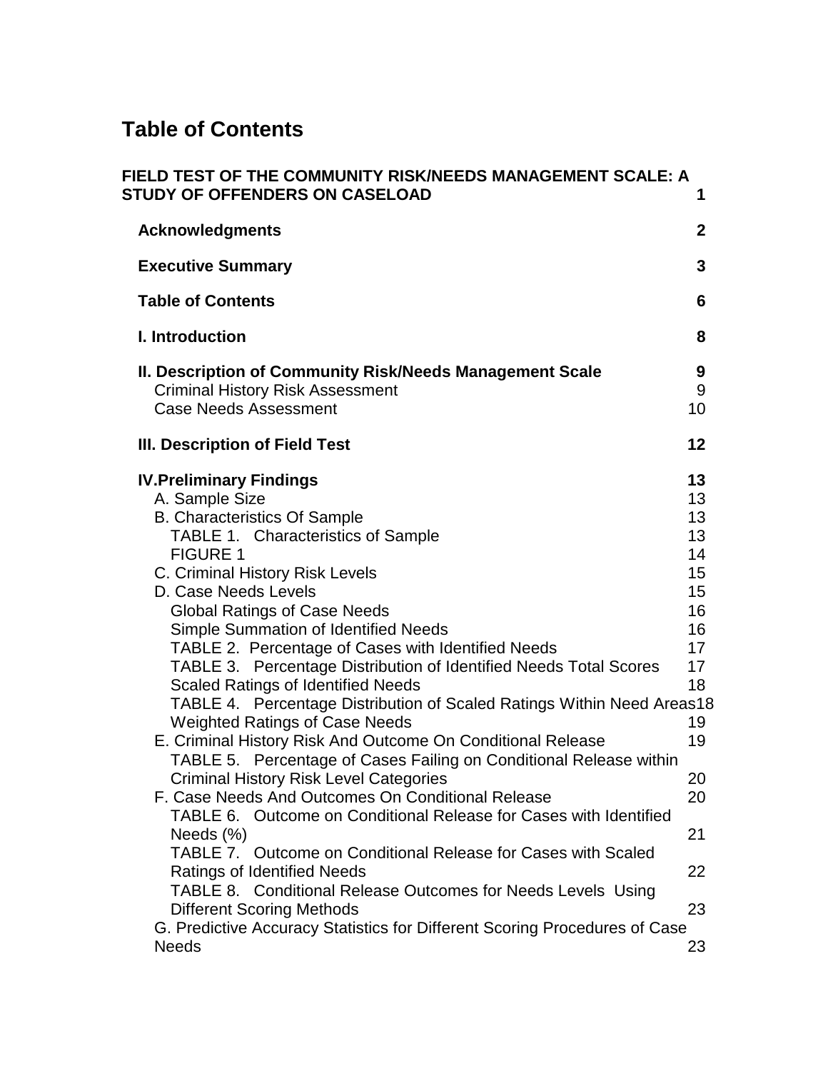# Table of Contents

**FIELD TEST OF THE COMMUNITY RISK/NEEDS MANAGEMENT SCALE: A STUDY OF OFFENDERS ON CASELOAD** 1

- **Acknowledgments** 2
- **Executive Summary** 3
- **Table of Contents** 6
- **I. Introduction** 8
- **II. Description of Community Risk/Needs Management Scale** 9
  - Criminal History Risk Assessment 9
  - Case Needs Assessment 10
- **III. Description of Field Test** 12
- **IV.Preliminary Findings** 13
  - A. Sample Size 13
  - B. Characteristics Of Sample 13
    - TABLE 1. Characteristics of Sample 13
    - FIGURE 1 14
  - C. Criminal History Risk Levels 15
  - D. Case Needs Levels 15
    - Global Ratings of Case Needs 16
    - Simple Summation of Identified Needs 16
    - TABLE 2. Percentage of Cases with Identified Needs 17
    - TABLE 3. Percentage Distribution of Identified Needs Total Scores 17
    - Scaled Ratings of Identified Needs 18
    - TABLE 4. Percentage Distribution of Scaled Ratings Within Need Areas 18
    - Weighted Ratings of Case Needs 19
  - E. Criminal History Risk And Outcome On Conditional Release 19
    - TABLE 5. Percentage of Cases Failing on Conditional Release within Criminal History Risk Level Categories 20
  - F. Case Needs And Outcomes On Conditional Release 20
    - TABLE 6. Outcome on Conditional Release for Cases with Identified Needs (%) 21
    - TABLE 7. Outcome on Conditional Release for Cases with Scaled Ratings of Identified Needs 22
    - TABLE 8. Conditional Release Outcomes for Needs Levels Using Different Scoring Methods 23
  - G. Predictive Accuracy Statistics for Different Scoring Procedures of Case Needs 23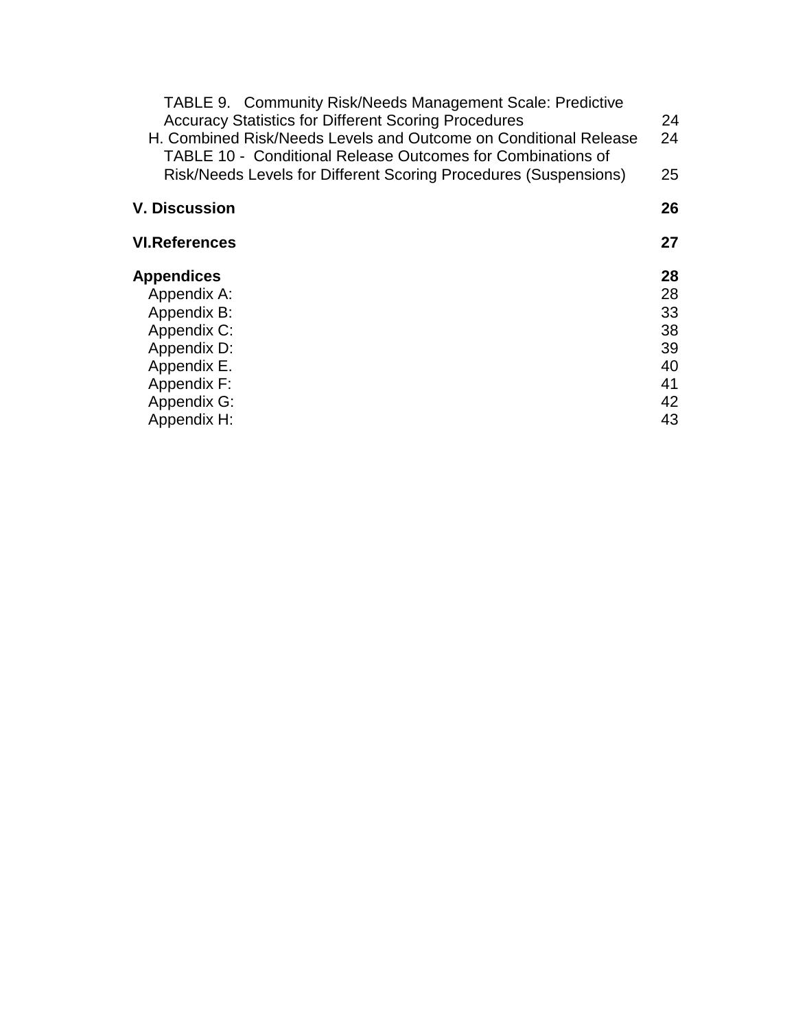TABLE 9. Community Risk/Needs Management Scale: Predictive Accuracy Statistics for Different Scoring Procedures 24

H. Combined Risk/Needs Levels and Outcome on Conditional Release 24

TABLE 10 - Conditional Release Outcomes for Combinations of Risk/Needs Levels for Different Scoring Procedures (Suspensions) 25

**V. Discussion 26**

**VI.References 27**

**Appendices 28**

Appendix A: 28

Appendix B: 33

Appendix C: 38

Appendix D: 39

Appendix E. 40

Appendix F: 41

Appendix G: 42

Appendix H: 43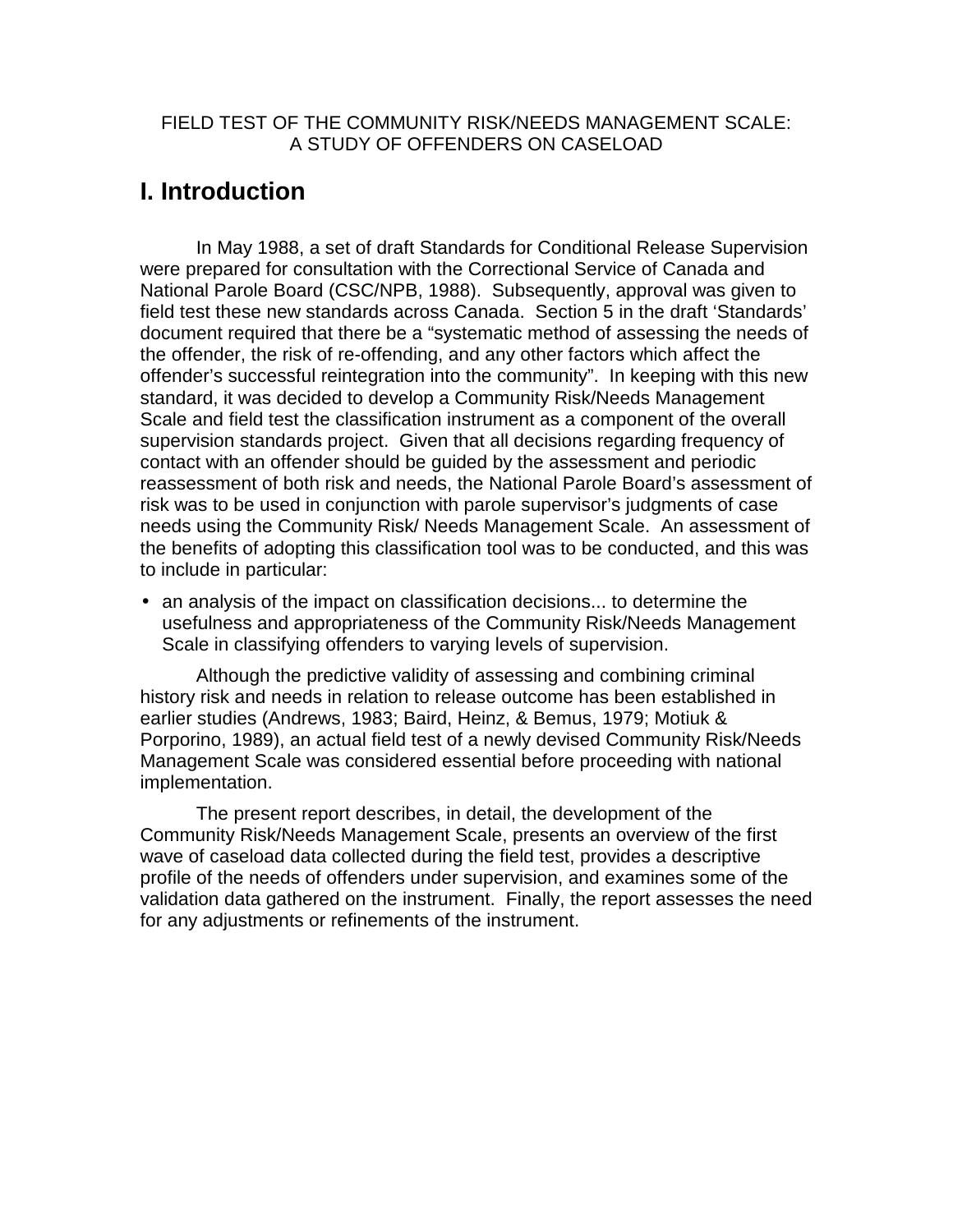FIELD TEST OF THE COMMUNITY RISK/NEEDS MANAGEMENT SCALE:
A STUDY OF OFFENDERS ON CASELOAD

# I. Introduction

In May 1988, a set of draft Standards for Conditional Release Supervision were prepared for consultation with the Correctional Service of Canada and National Parole Board (CSC/NPB, 1988). Subsequently, approval was given to field test these new standards across Canada. Section 5 in the draft 'Standards' document required that there be a "systematic method of assessing the needs of the offender, the risk of re-offending, and any other factors which affect the offender's successful reintegration into the community". In keeping with this new standard, it was decided to develop a Community Risk/Needs Management Scale and field test the classification instrument as a component of the overall supervision standards project. Given that all decisions regarding frequency of contact with an offender should be guided by the assessment and periodic reassessment of both risk and needs, the National Parole Board's assessment of risk was to be used in conjunction with parole supervisor's judgments of case needs using the Community Risk/ Needs Management Scale. An assessment of the benefits of adopting this classification tool was to be conducted, and this was to include in particular:

- an analysis of the impact on classification decisions... to determine the usefulness and appropriateness of the Community Risk/Needs Management Scale in classifying offenders to varying levels of supervision.

Although the predictive validity of assessing and combining criminal history risk and needs in relation to release outcome has been established in earlier studies (Andrews, 1983; Baird, Heinz, & Bemus, 1979; Motiuk & Porporino, 1989), an actual field test of a newly devised Community Risk/Needs Management Scale was considered essential before proceeding with national implementation.

The present report describes, in detail, the development of the Community Risk/Needs Management Scale, presents an overview of the first wave of caseload data collected during the field test, provides a descriptive profile of the needs of offenders under supervision, and examines some of the validation data gathered on the instrument. Finally, the report assesses the need for any adjustments or refinements of the instrument.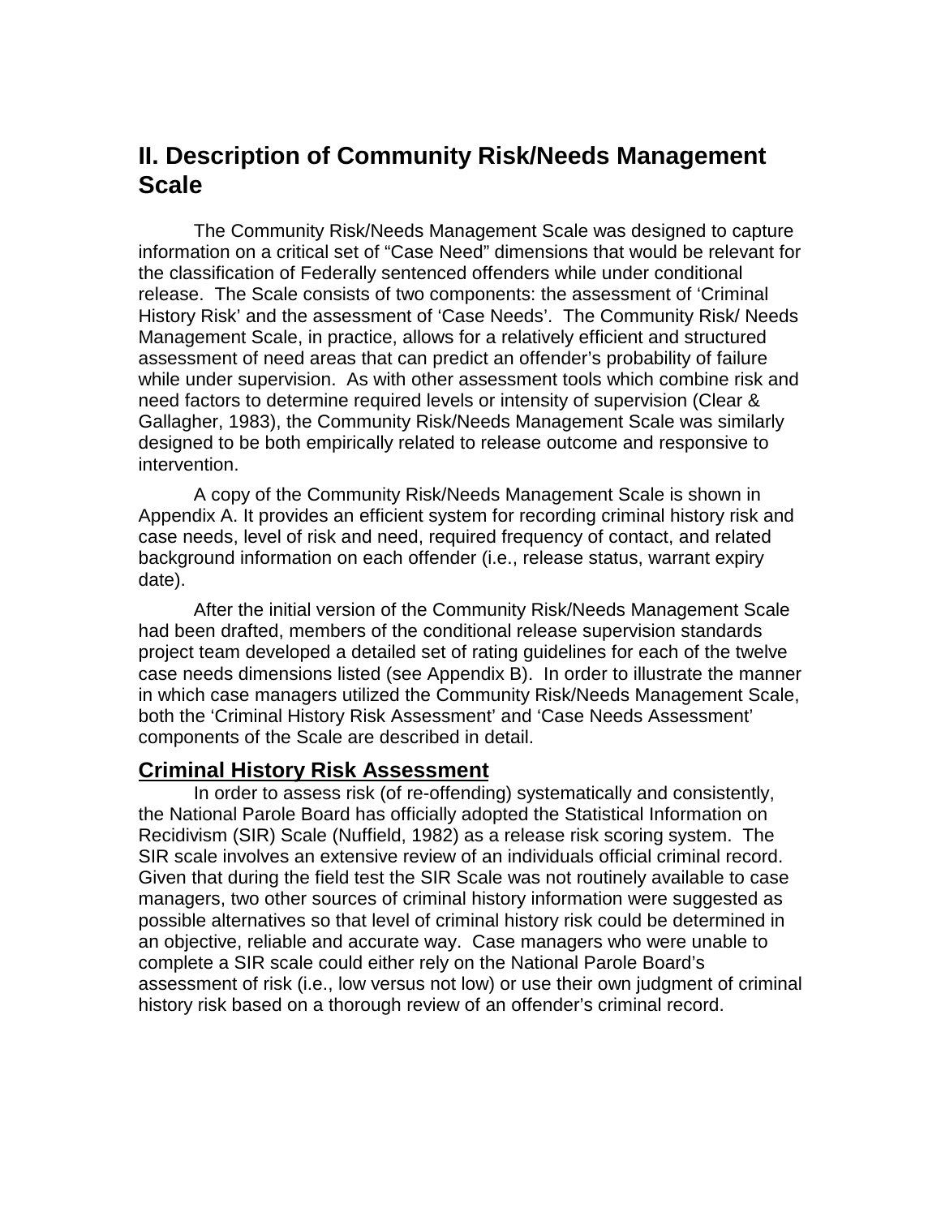## II. Description of Community Risk/Needs Management Scale

The Community Risk/Needs Management Scale was designed to capture information on a critical set of "Case Need" dimensions that would be relevant for the classification of Federally sentenced offenders while under conditional release. The Scale consists of two components: the assessment of 'Criminal History Risk' and the assessment of 'Case Needs'. The Community Risk/ Needs Management Scale, in practice, allows for a relatively efficient and structured assessment of need areas that can predict an offender's probability of failure while under supervision. As with other assessment tools which combine risk and need factors to determine required levels or intensity of supervision (Clear & Gallagher, 1983), the Community Risk/Needs Management Scale was similarly designed to be both empirically related to release outcome and responsive to intervention.

A copy of the Community Risk/Needs Management Scale is shown in Appendix A. It provides an efficient system for recording criminal history risk and case needs, level of risk and need, required frequency of contact, and related background information on each offender (i.e., release status, warrant expiry date).

After the initial version of the Community Risk/Needs Management Scale had been drafted, members of the conditional release supervision standards project team developed a detailed set of rating guidelines for each of the twelve case needs dimensions listed (see Appendix B). In order to illustrate the manner in which case managers utilized the Community Risk/Needs Management Scale, both the 'Criminal History Risk Assessment' and 'Case Needs Assessment' components of the Scale are described in detail.

### Criminal History Risk Assessment

In order to assess risk (of re-offending) systematically and consistently, the National Parole Board has officially adopted the Statistical Information on Recidivism (SIR) Scale (Nuffield, 1982) as a release risk scoring system. The SIR scale involves an extensive review of an individuals official criminal record. Given that during the field test the SIR Scale was not routinely available to case managers, two other sources of criminal history information were suggested as possible alternatives so that level of criminal history risk could be determined in an objective, reliable and accurate way. Case managers who were unable to complete a SIR scale could either rely on the National Parole Board's assessment of risk (i.e., low versus not low) or use their own judgment of criminal history risk based on a thorough review of an offender's criminal record.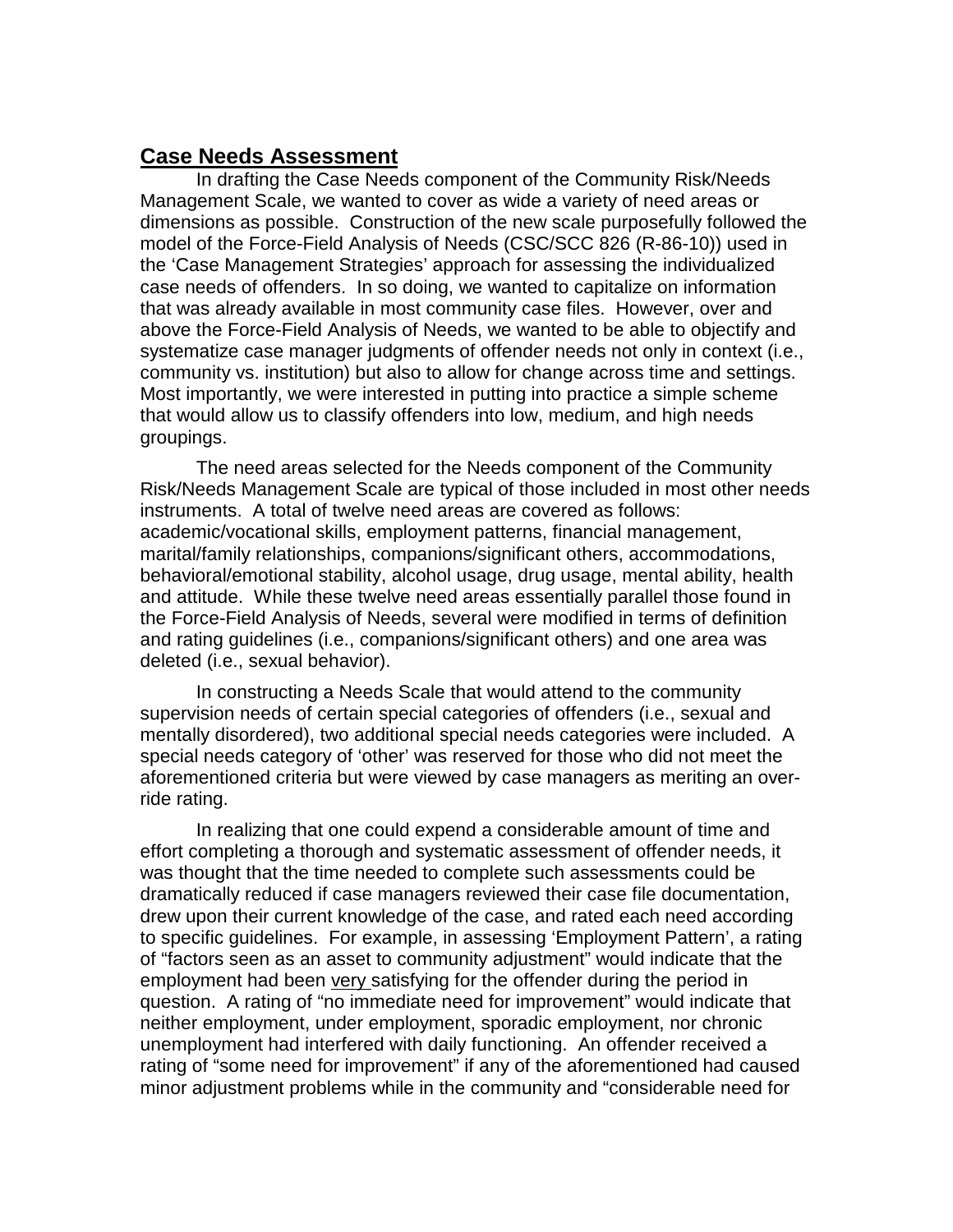## Case Needs Assessment

In drafting the Case Needs component of the Community Risk/Needs Management Scale, we wanted to cover as wide a variety of need areas or dimensions as possible. Construction of the new scale purposefully followed the model of the Force-Field Analysis of Needs (CSC/SCC 826 (R-86-10)) used in the 'Case Management Strategies' approach for assessing the individualized case needs of offenders. In so doing, we wanted to capitalize on information that was already available in most community case files. However, over and above the Force-Field Analysis of Needs, we wanted to be able to objectify and systematize case manager judgments of offender needs not only in context (i.e., community vs. institution) but also to allow for change across time and settings. Most importantly, we were interested in putting into practice a simple scheme that would allow us to classify offenders into low, medium, and high needs groupings.

The need areas selected for the Needs component of the Community Risk/Needs Management Scale are typical of those included in most other needs instruments. A total of twelve need areas are covered as follows: academic/vocational skills, employment patterns, financial management, marital/family relationships, companions/significant others, accommodations, behavioral/emotional stability, alcohol usage, drug usage, mental ability, health and attitude. While these twelve need areas essentially parallel those found in the Force-Field Analysis of Needs, several were modified in terms of definition and rating guidelines (i.e., companions/significant others) and one area was deleted (i.e., sexual behavior).

In constructing a Needs Scale that would attend to the community supervision needs of certain special categories of offenders (i.e., sexual and mentally disordered), two additional special needs categories were included. A special needs category of 'other' was reserved for those who did not meet the aforementioned criteria but were viewed by case managers as meriting an over-ride rating.

In realizing that one could expend a considerable amount of time and effort completing a thorough and systematic assessment of offender needs, it was thought that the time needed to complete such assessments could be dramatically reduced if case managers reviewed their case file documentation, drew upon their current knowledge of the case, and rated each need according to specific guidelines. For example, in assessing 'Employment Pattern', a rating of "factors seen as an asset to community adjustment" would indicate that the employment had been <u>very</u> satisfying for the offender during the period in question. A rating of "no immediate need for improvement" would indicate that neither employment, under employment, sporadic employment, nor chronic unemployment had interfered with daily functioning. An offender received a rating of "some need for improvement" if any of the aforementioned had caused minor adjustment problems while in the community and "considerable need for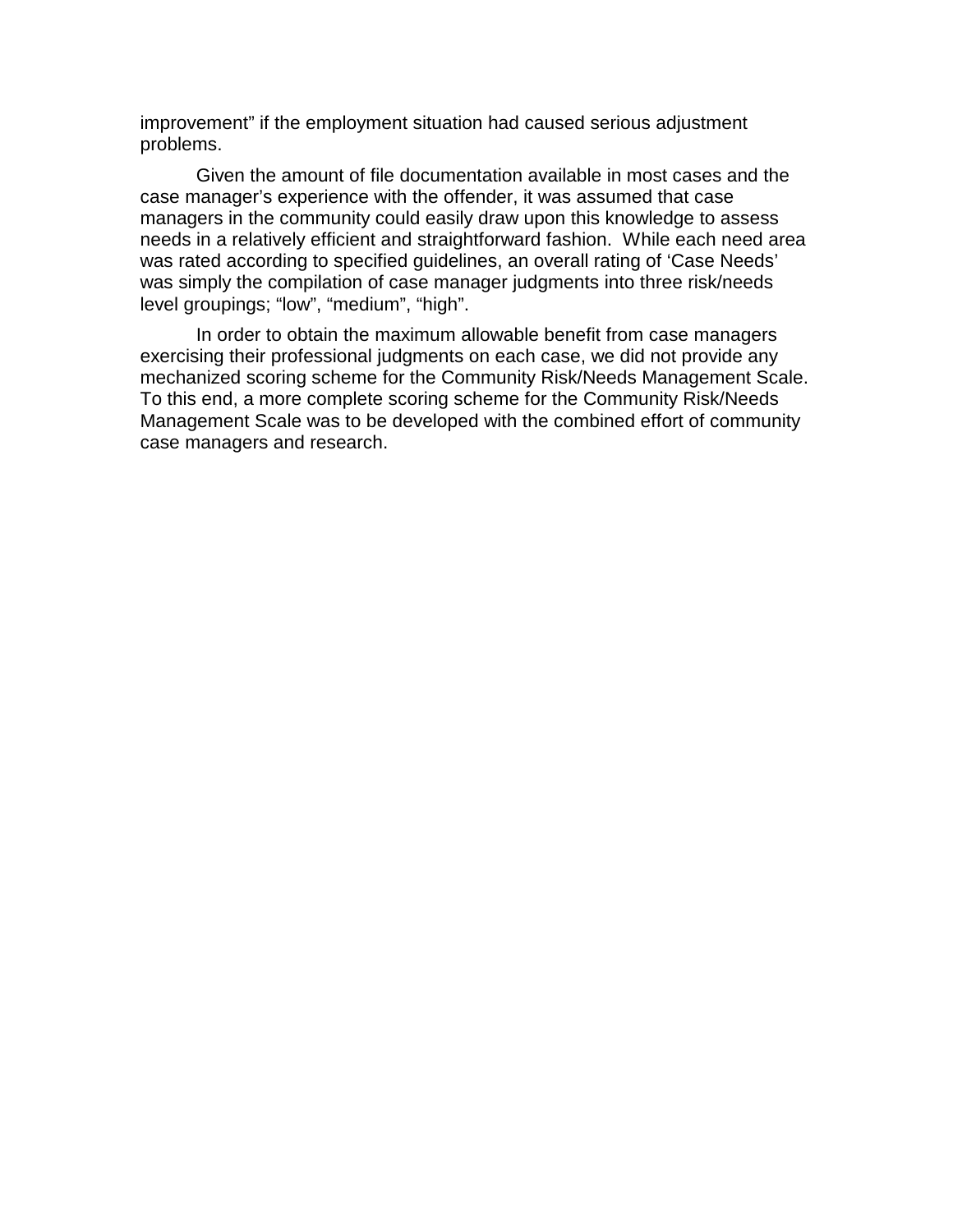improvement" if the employment situation had caused serious adjustment problems.

Given the amount of file documentation available in most cases and the case manager's experience with the offender, it was assumed that case managers in the community could easily draw upon this knowledge to assess needs in a relatively efficient and straightforward fashion. While each need area was rated according to specified guidelines, an overall rating of 'Case Needs' was simply the compilation of case manager judgments into three risk/needs level groupings; "low", "medium", "high".

In order to obtain the maximum allowable benefit from case managers exercising their professional judgments on each case, we did not provide any mechanized scoring scheme for the Community Risk/Needs Management Scale. To this end, a more complete scoring scheme for the Community Risk/Needs Management Scale was to be developed with the combined effort of community case managers and research.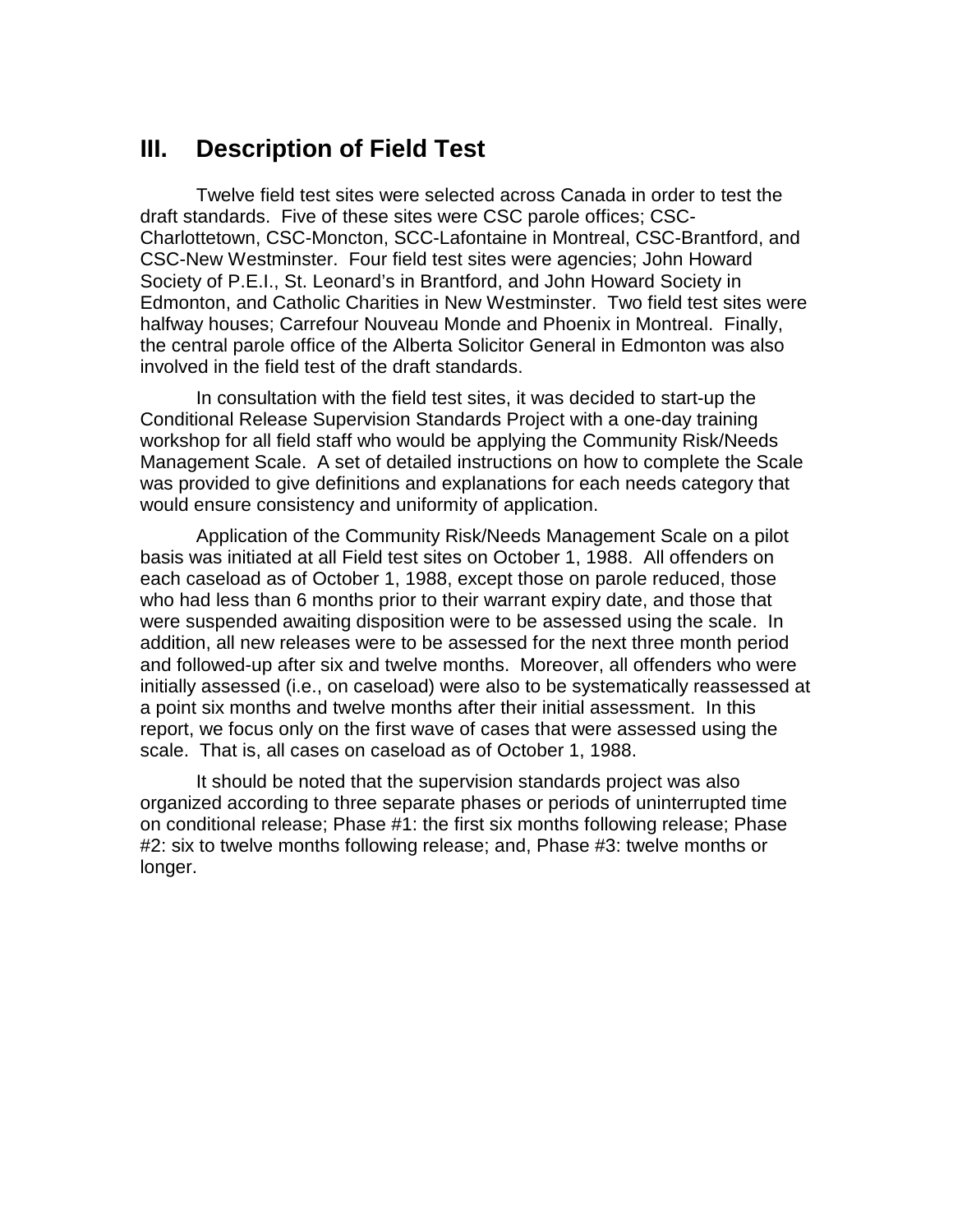## III. Description of Field Test

Twelve field test sites were selected across Canada in order to test the draft standards. Five of these sites were CSC parole offices; CSC-Charlottetown, CSC-Moncton, SCC-Lafontaine in Montreal, CSC-Brantford, and CSC-New Westminster. Four field test sites were agencies; John Howard Society of P.E.I., St. Leonard's in Brantford, and John Howard Society in Edmonton, and Catholic Charities in New Westminster. Two field test sites were halfway houses; Carrefour Nouveau Monde and Phoenix in Montreal. Finally, the central parole office of the Alberta Solicitor General in Edmonton was also involved in the field test of the draft standards.

In consultation with the field test sites, it was decided to start-up the Conditional Release Supervision Standards Project with a one-day training workshop for all field staff who would be applying the Community Risk/Needs Management Scale. A set of detailed instructions on how to complete the Scale was provided to give definitions and explanations for each needs category that would ensure consistency and uniformity of application.

Application of the Community Risk/Needs Management Scale on a pilot basis was initiated at all Field test sites on October 1, 1988. All offenders on each caseload as of October 1, 1988, except those on parole reduced, those who had less than 6 months prior to their warrant expiry date, and those that were suspended awaiting disposition were to be assessed using the scale. In addition, all new releases were to be assessed for the next three month period and followed-up after six and twelve months. Moreover, all offenders who were initially assessed (i.e., on caseload) were also to be systematically reassessed at a point six months and twelve months after their initial assessment. In this report, we focus only on the first wave of cases that were assessed using the scale. That is, all cases on caseload as of October 1, 1988.

It should be noted that the supervision standards project was also organized according to three separate phases or periods of uninterrupted time on conditional release; Phase #1: the first six months following release; Phase #2: six to twelve months following release; and, Phase #3: twelve months or longer.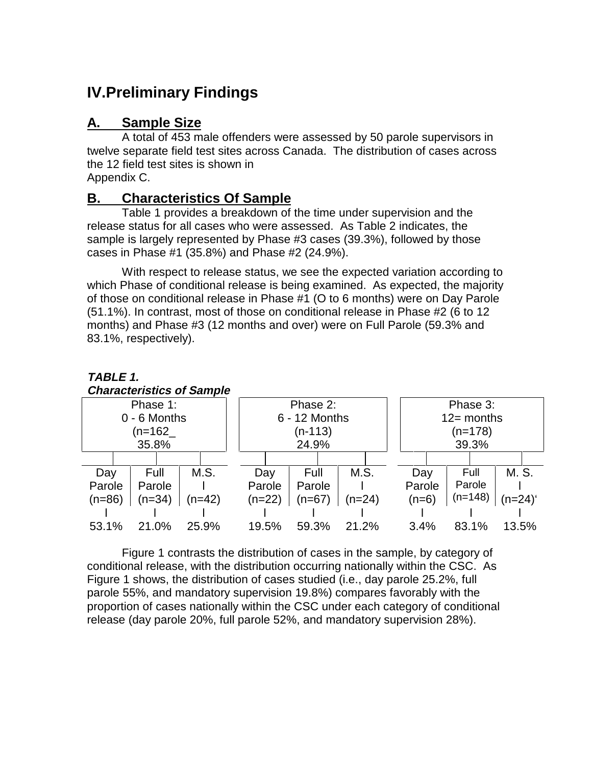# IV.Preliminary Findings

## A. Sample Size

A total of 453 male offenders were assessed by 50 parole supervisors in twelve separate field test sites across Canada. The distribution of cases across the 12 field test sites is shown in Appendix C.

## B. Characteristics Of Sample

Table 1 provides a breakdown of the time under supervision and the release status for all cases who were assessed. As Table 2 indicates, the sample is largely represented by Phase #3 cases (39.3%), followed by those cases in Phase #1 (35.8%) and Phase #2 (24.9%).

With respect to release status, we see the expected variation according to which Phase of conditional release is being examined. As expected, the majority of those on conditional release in Phase #1 (O to 6 months) were on Day Parole (51.1%). In contrast, most of those on conditional release in Phase #2 (6 to 12 months) and Phase #3 (12 months and over) were on Full Parole (59.3% and 83.1%, respectively).

***TABLE 1.***
***Characteristics of Sample***

| Phase 1: 0 - 6 Months (n=162_ 35.8% | | | Phase 2: 6 - 12 Months (n-113) 24.9% | | | Phase 3: 12= months (n=178) 39.3% | | |
|---|---|---|---|---|---|---|---|---|
| Day Parole (n=86) | Full Parole (n=34) | M.S. (n=42) | Day Parole (n=22) | Full Parole (n=67) | M.S. (n=24) | Day Parole (n=6) | Full Parole (n=148) | M. S. (n=24)‘ |
| 53.1% | 21.0% | 25.9% | 19.5% | 59.3% | 21.2% | 3.4% | 83.1% | 13.5% |

Figure 1 contrasts the distribution of cases in the sample, by category of conditional release, with the distribution occurring nationally within the CSC. As Figure 1 shows, the distribution of cases studied (i.e., day parole 25.2%, full parole 55%, and mandatory supervision 19.8%) compares favorably with the proportion of cases nationally within the CSC under each category of conditional release (day parole 20%, full parole 52%, and mandatory supervision 28%).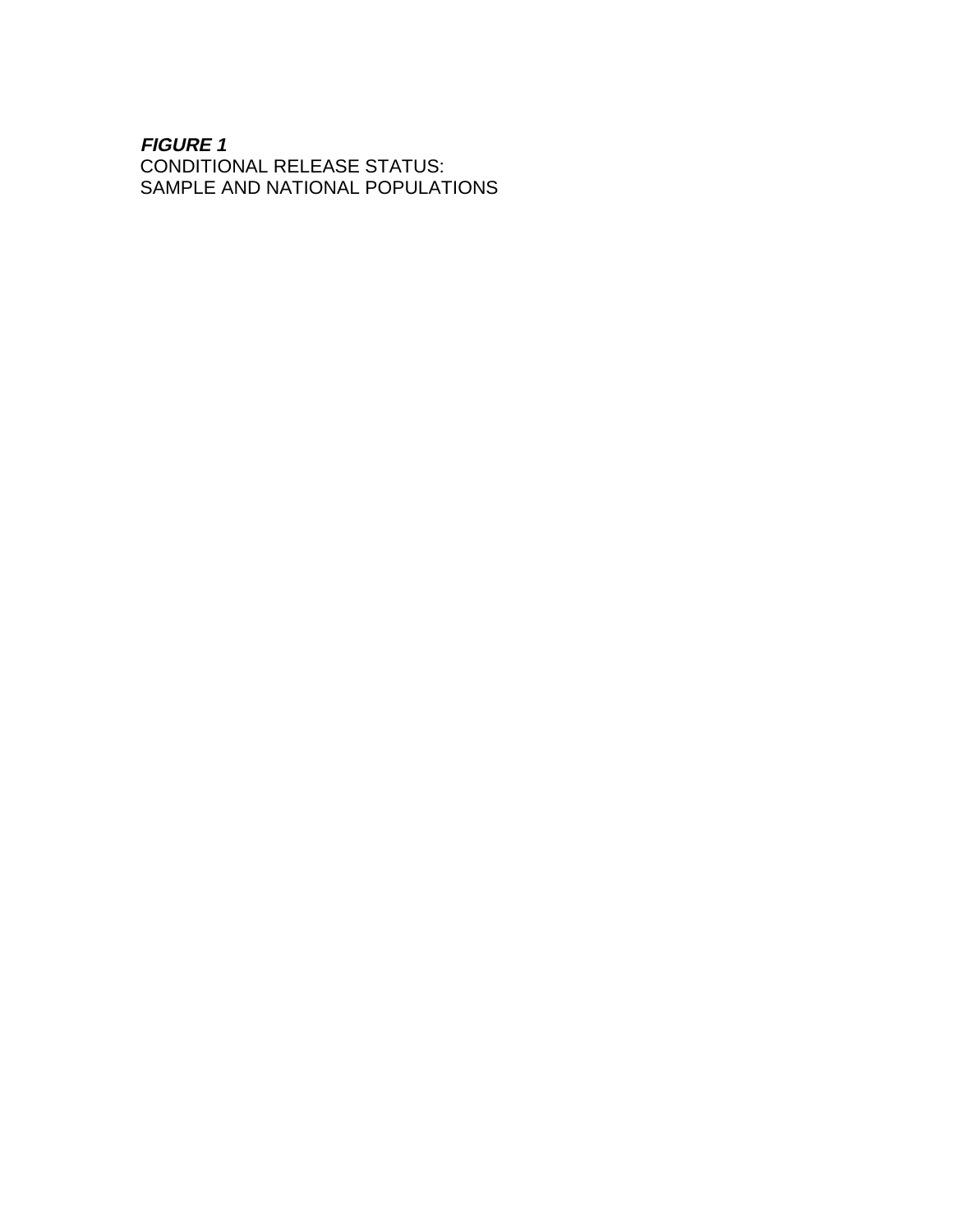***FIGURE 1***

CONDITIONAL RELEASE STATUS:
SAMPLE AND NATIONAL POPULATIONS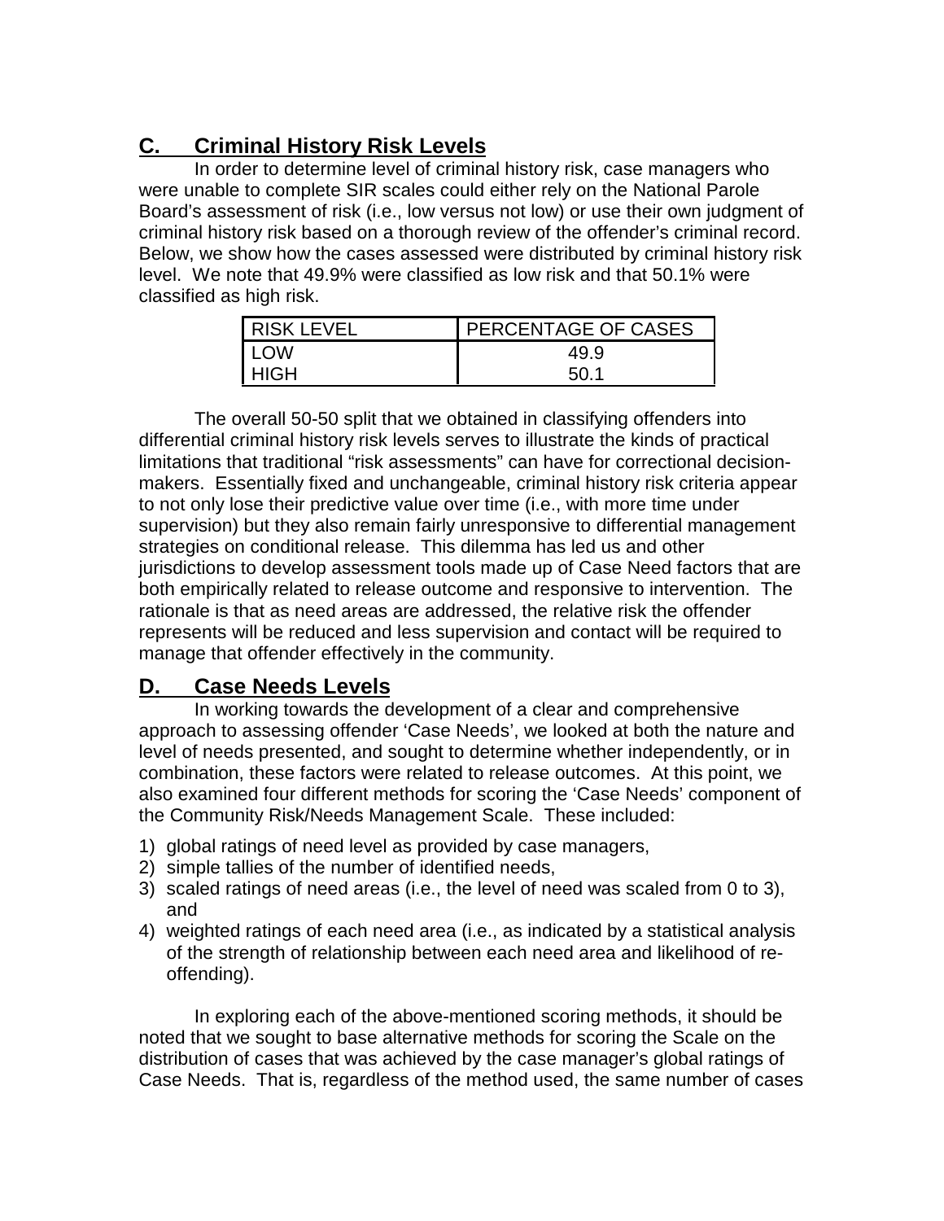## C. Criminal History Risk Levels

In order to determine level of criminal history risk, case managers who were unable to complete SIR scales could either rely on the National Parole Board's assessment of risk (i.e., low versus not low) or use their own judgment of criminal history risk based on a thorough review of the offender's criminal record. Below, we show how the cases assessed were distributed by criminal history risk level. We note that 49.9% were classified as low risk and that 50.1% were classified as high risk.

| RISK LEVEL | PERCENTAGE OF CASES |
|---|---|
| LOW | 49.9 |
| HIGH | 50.1 |

The overall 50-50 split that we obtained in classifying offenders into differential criminal history risk levels serves to illustrate the kinds of practical limitations that traditional "risk assessments" can have for correctional decision-makers. Essentially fixed and unchangeable, criminal history risk criteria appear to not only lose their predictive value over time (i.e., with more time under supervision) but they also remain fairly unresponsive to differential management strategies on conditional release. This dilemma has led us and other jurisdictions to develop assessment tools made up of Case Need factors that are both empirically related to release outcome and responsive to intervention. The rationale is that as need areas are addressed, the relative risk the offender represents will be reduced and less supervision and contact will be required to manage that offender effectively in the community.

## D. Case Needs Levels

In working towards the development of a clear and comprehensive approach to assessing offender 'Case Needs', we looked at both the nature and level of needs presented, and sought to determine whether independently, or in combination, these factors were related to release outcomes. At this point, we also examined four different methods for scoring the 'Case Needs' component of the Community Risk/Needs Management Scale. These included:

1) global ratings of need level as provided by case managers,
2) simple tallies of the number of identified needs,
3) scaled ratings of need areas (i.e., the level of need was scaled from 0 to 3), and
4) weighted ratings of each need area (i.e., as indicated by a statistical analysis of the strength of relationship between each need area and likelihood of re-offending).

In exploring each of the above-mentioned scoring methods, it should be noted that we sought to base alternative methods for scoring the Scale on the distribution of cases that was achieved by the case manager's global ratings of Case Needs. That is, regardless of the method used, the same number of cases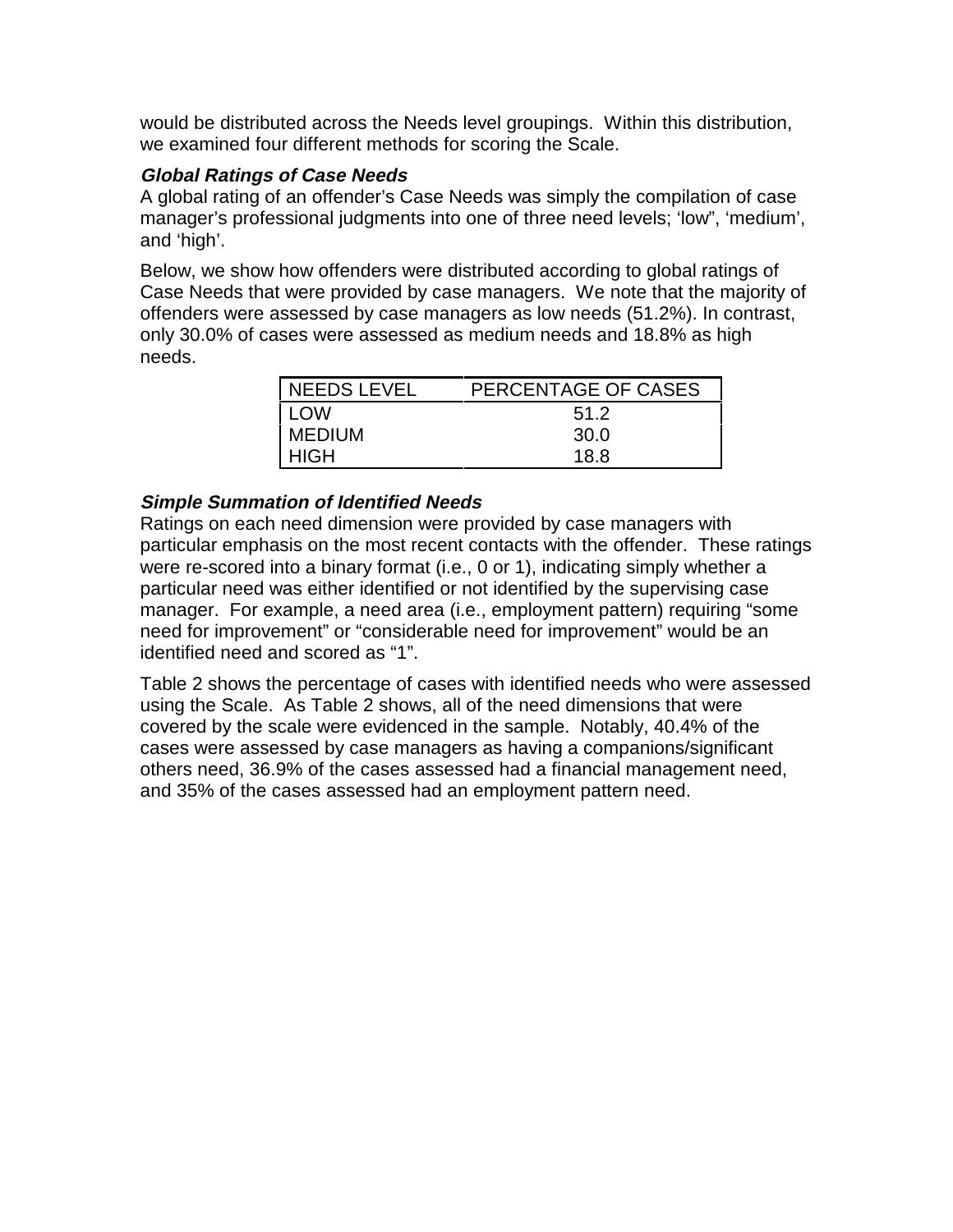would be distributed across the Needs level groupings. Within this distribution, we examined four different methods for scoring the Scale.

#### *Global Ratings of Case Needs*

A global rating of an offender's Case Needs was simply the compilation of case manager's professional judgments into one of three need levels; 'low", 'medium', and 'high'.

Below, we show how offenders were distributed according to global ratings of Case Needs that were provided by case managers. We note that the majority of offenders were assessed by case managers as low needs (51.2%). In contrast, only 30.0% of cases were assessed as medium needs and 18.8% as high needs.

| NEEDS LEVEL | PERCENTAGE OF CASES |
|---|---|
| LOW | 51.2 |
| MEDIUM | 30.0 |
| HIGH | 18.8 |

#### *Simple Summation of Identified Needs*

Ratings on each need dimension were provided by case managers with particular emphasis on the most recent contacts with the offender. These ratings were re-scored into a binary format (i.e., 0 or 1), indicating simply whether a particular need was either identified or not identified by the supervising case manager. For example, a need area (i.e., employment pattern) requiring "some need for improvement" or "considerable need for improvement" would be an identified need and scored as "1".

Table 2 shows the percentage of cases with identified needs who were assessed using the Scale. As Table 2 shows, all of the need dimensions that were covered by the scale were evidenced in the sample. Notably, 40.4% of the cases were assessed by case managers as having a companions/significant others need, 36.9% of the cases assessed had a financial management need, and 35% of the cases assessed had an employment pattern need.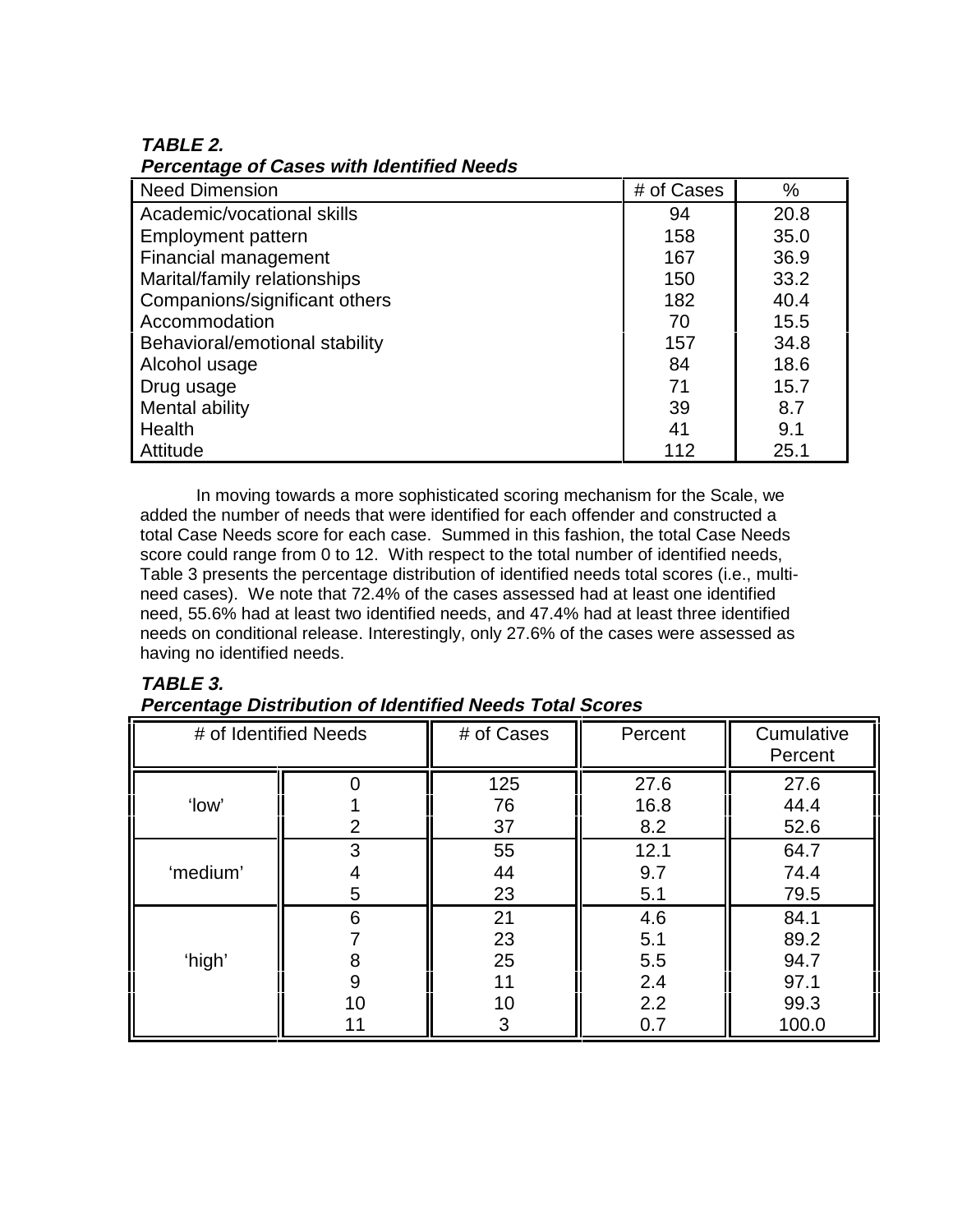**TABLE 2.**
***Percentage of Cases with Identified Needs***

| Need Dimension | # of Cases | % |
|---|---|---|
| Academic/vocational skills | 94 | 20.8 |
| Employment pattern | 158 | 35.0 |
| Financial management | 167 | 36.9 |
| Marital/family relationships | 150 | 33.2 |
| Companions/significant others | 182 | 40.4 |
| Accommodation | 70 | 15.5 |
| Behavioral/emotional stability | 157 | 34.8 |
| Alcohol usage | 84 | 18.6 |
| Drug usage | 71 | 15.7 |
| Mental ability | 39 | 8.7 |
| Health | 41 | 9.1 |
| Attitude | 112 | 25.1 |

In moving towards a more sophisticated scoring mechanism for the Scale, we added the number of needs that were identified for each offender and constructed a total Case Needs score for each case. Summed in this fashion, the total Case Needs score could range from 0 to 12. With respect to the total number of identified needs, Table 3 presents the percentage distribution of identified needs total scores (i.e., multi-need cases). We note that 72.4% of the cases assessed had at least one identified need, 55.6% had at least two identified needs, and 47.4% had at least three identified needs on conditional release. Interestingly, only 27.6% of the cases were assessed as having no identified needs.

**TABLE 3.**
***Percentage Distribution of Identified Needs Total Scores***

| # of Identified Needs | | # of Cases | Percent | Cumulative Percent |
|---|---|---|---|---|
| 'low' | 0 | 125 | 27.6 | 27.6 |
| | 1 | 76 | 16.8 | 44.4 |
| | 2 | 37 | 8.2 | 52.6 |
| 'medium' | 3 | 55 | 12.1 | 64.7 |
| | 4 | 44 | 9.7 | 74.4 |
| | 5 | 23 | 5.1 | 79.5 |
| 'high' | 6 | 21 | 4.6 | 84.1 |
| | 7 | 23 | 5.1 | 89.2 |
| | 8 | 25 | 5.5 | 94.7 |
| | 9 | 11 | 2.4 | 97.1 |
| | 10 | 10 | 2.2 | 99.3 |
| | 11 | 3 | 0.7 | 100.0 |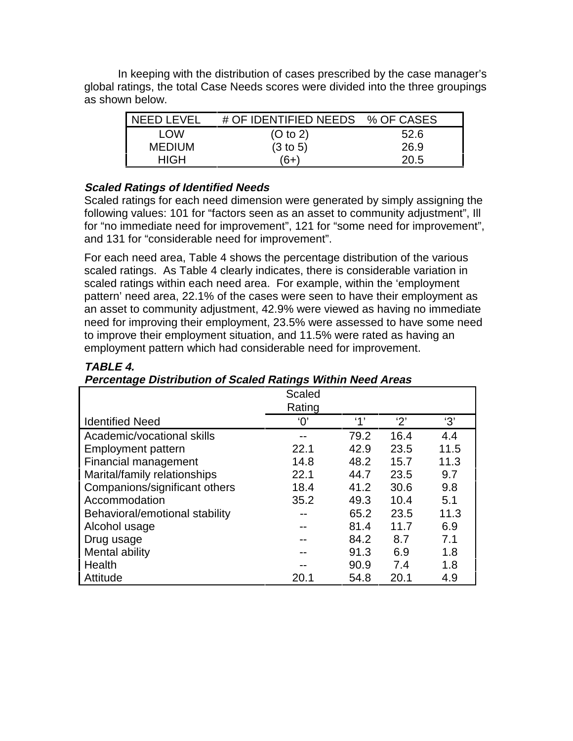In keeping with the distribution of cases prescribed by the case manager's global ratings, the total Case Needs scores were divided into the three groupings as shown below.

| NEED LEVEL | # OF IDENTIFIED NEEDS | % OF CASES |
|---|---|---|
| LOW | (O to 2) | 52.6 |
| MEDIUM | (3 to 5) | 26.9 |
| HIGH | (6+) | 20.5 |

***Scaled Ratings of Identified Needs***

Scaled ratings for each need dimension were generated by simply assigning the following values: 101 for "factors seen as an asset to community adjustment", Ill for "no immediate need for improvement", 121 for "some need for improvement", and 131 for "considerable need for improvement".

For each need area, Table 4 shows the percentage distribution of the various scaled ratings. As Table 4 clearly indicates, there is considerable variation in scaled ratings within each need area. For example, within the 'employment pattern' need area, 22.1% of the cases were seen to have their employment as an asset to community adjustment, 42.9% were viewed as having no immediate need for improving their employment, 23.5% were assessed to have some need to improve their employment situation, and 11.5% were rated as having an employment pattern which had considerable need for improvement.

***TABLE 4.***
***Percentage Distribution of Scaled Ratings Within Need Areas***

| Identified Need | Scaled Rating '0' | '1' | '2' | '3' |
|---|---|---|---|---|
| Academic/vocational skills | -- | 79.2 | 16.4 | 4.4 |
| Employment pattern | 22.1 | 42.9 | 23.5 | 11.5 |
| Financial management | 14.8 | 48.2 | 15.7 | 11.3 |
| Marital/family relationships | 22.1 | 44.7 | 23.5 | 9.7 |
| Companions/significant others | 18.4 | 41.2 | 30.6 | 9.8 |
| Accommodation | 35.2 | 49.3 | 10.4 | 5.1 |
| Behavioral/emotional stability | -- | 65.2 | 23.5 | 11.3 |
| Alcohol usage | -- | 81.4 | 11.7 | 6.9 |
| Drug usage | -- | 84.2 | 8.7 | 7.1 |
| Mental ability | -- | 91.3 | 6.9 | 1.8 |
| Health | -- | 90.9 | 7.4 | 1.8 |
| Attitude | 20.1 | 54.8 | 20.1 | 4.9 |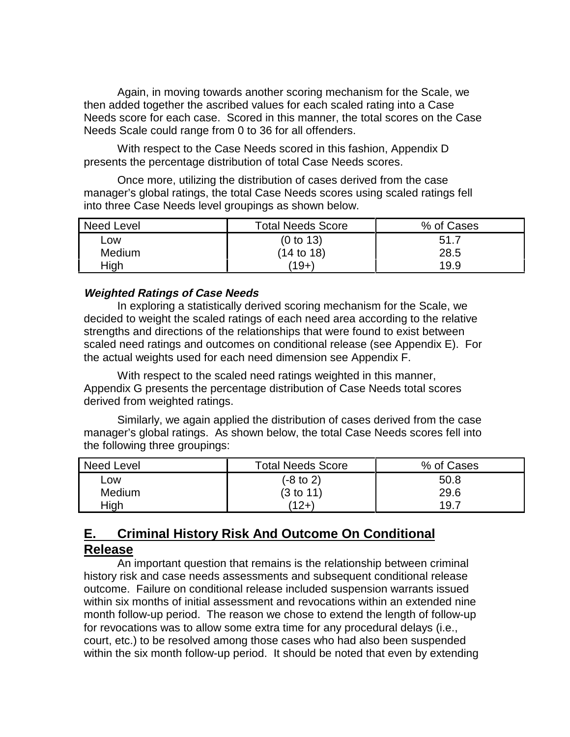Again, in moving towards another scoring mechanism for the Scale, we then added together the ascribed values for each scaled rating into a Case Needs score for each case. Scored in this manner, the total scores on the Case Needs Scale could range from 0 to 36 for all offenders.

With respect to the Case Needs scored in this fashion, Appendix D presents the percentage distribution of total Case Needs scores.

Once more, utilizing the distribution of cases derived from the case manager's global ratings, the total Case Needs scores using scaled ratings fell into three Case Needs level groupings as shown below.

| Need Level | Total Needs Score | % of Cases |
|---|---|---|
| Low | (0 to 13) | 51.7 |
| Medium | (14 to 18) | 28.5 |
| High | (19+) | 19.9 |

***Weighted Ratings of Case Needs***

In exploring a statistically derived scoring mechanism for the Scale, we decided to weight the scaled ratings of each need area according to the relative strengths and directions of the relationships that were found to exist between scaled need ratings and outcomes on conditional release (see Appendix E). For the actual weights used for each need dimension see Appendix F.

With respect to the scaled need ratings weighted in this manner, Appendix G presents the percentage distribution of Case Needs total scores derived from weighted ratings.

Similarly, we again applied the distribution of cases derived from the case manager's global ratings. As shown below, the total Case Needs scores fell into the following three groupings:

| Need Level | Total Needs Score | % of Cases |
|---|---|---|
| Low | (-8 to 2) | 50.8 |
| Medium | (3 to 11) | 29.6 |
| High | (12+) | 19.7 |

## E. Criminal History Risk And Outcome On Conditional Release

An important question that remains is the relationship between criminal history risk and case needs assessments and subsequent conditional release outcome. Failure on conditional release included suspension warrants issued within six months of initial assessment and revocations within an extended nine month follow-up period. The reason we chose to extend the length of follow-up for revocations was to allow some extra time for any procedural delays (i.e., court, etc.) to be resolved among those cases who had also been suspended within the six month follow-up period. It should be noted that even by extending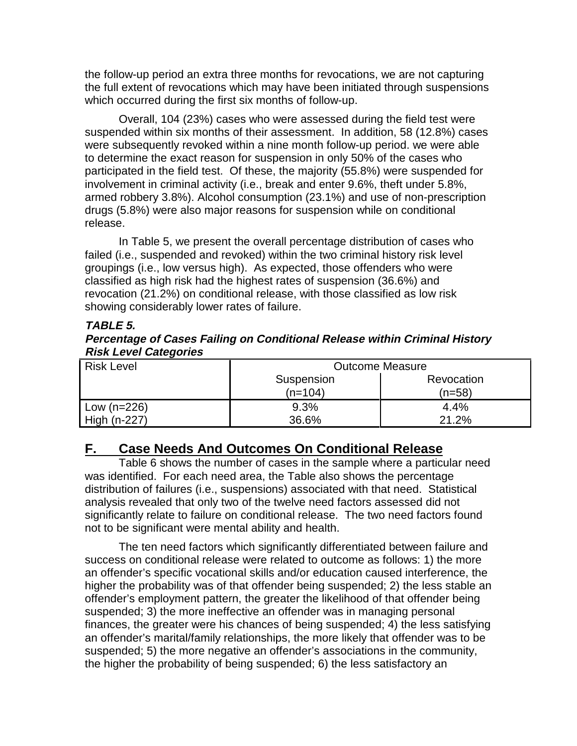the follow-up period an extra three months for revocations, we are not capturing the full extent of revocations which may have been initiated through suspensions which occurred during the first six months of follow-up.

Overall, 104 (23%) cases who were assessed during the field test were suspended within six months of their assessment. In addition, 58 (12.8%) cases were subsequently revoked within a nine month follow-up period. we were able to determine the exact reason for suspension in only 50% of the cases who participated in the field test. Of these, the majority (55.8%) were suspended for involvement in criminal activity (i.e., break and enter 9.6%, theft under 5.8%, armed robbery 3.8%). Alcohol consumption (23.1%) and use of non-prescription drugs (5.8%) were also major reasons for suspension while on conditional release.

In Table 5, we present the overall percentage distribution of cases who failed (i.e., suspended and revoked) within the two criminal history risk level groupings (i.e., low versus high). As expected, those offenders who were classified as high risk had the highest rates of suspension (36.6%) and revocation (21.2%) on conditional release, with those classified as low risk showing considerably lower rates of failure.

***TABLE 5.***
***Percentage of Cases Failing on Conditional Release within Criminal History Risk Level Categories***

| Risk Level | Outcome Measure | |
|---|---|---|
| | Suspension (n=104) | Revocation (n=58) |
| Low (n=226) | 9.3% | 4.4% |
| High (n-227) | 36.6% | 21.2% |

## F. Case Needs And Outcomes On Conditional Release

Table 6 shows the number of cases in the sample where a particular need was identified. For each need area, the Table also shows the percentage distribution of failures (i.e., suspensions) associated with that need. Statistical analysis revealed that only two of the twelve need factors assessed did not significantly relate to failure on conditional release. The two need factors found not to be significant were mental ability and health.

The ten need factors which significantly differentiated between failure and success on conditional release were related to outcome as follows: 1) the more an offender's specific vocational skills and/or education caused interference, the higher the probability was of that offender being suspended; 2) the less stable an offender's employment pattern, the greater the likelihood of that offender being suspended; 3) the more ineffective an offender was in managing personal finances, the greater were his chances of being suspended; 4) the less satisfying an offender's marital/family relationships, the more likely that offender was to be suspended; 5) the more negative an offender's associations in the community, the higher the probability of being suspended; 6) the less satisfactory an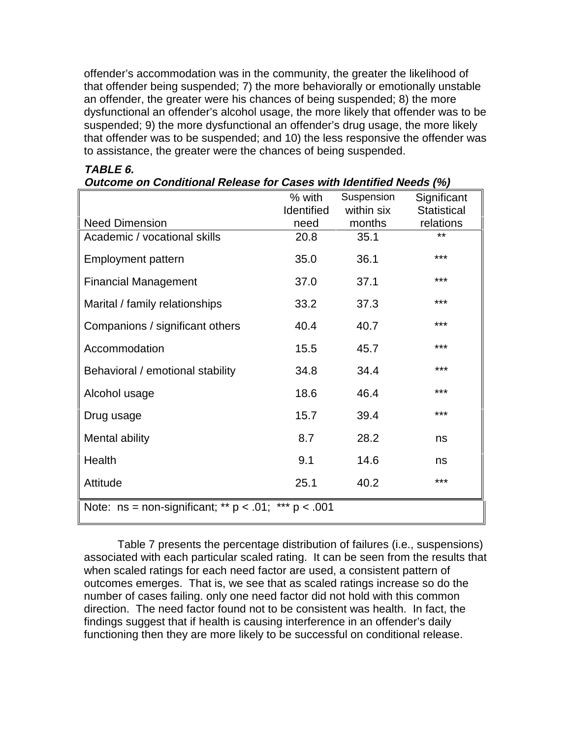offender's accommodation was in the community, the greater the likelihood of that offender being suspended; 7) the more behaviorally or emotionally unstable an offender, the greater were his chances of being suspended; 8) the more dysfunctional an offender's alcohol usage, the more likely that offender was to be suspended; 9) the more dysfunctional an offender's drug usage, the more likely that offender was to be suspended; and 10) the less responsive the offender was to assistance, the greater were the chances of being suspended.

***TABLE 6.***
***Outcome on Conditional Release for Cases with Identified Needs (%)***

| Need Dimension | % with Identified need | Suspension within six months | Significant Statistical relations |
|---|---|---|---|
| Academic / vocational skills | 20.8 | 35.1 | ** |
| Employment pattern | 35.0 | 36.1 | *** |
| Financial Management | 37.0 | 37.1 | *** |
| Marital / family relationships | 33.2 | 37.3 | *** |
| Companions / significant others | 40.4 | 40.7 | *** |
| Accommodation | 15.5 | 45.7 | *** |
| Behavioral / emotional stability | 34.8 | 34.4 | *** |
| Alcohol usage | 18.6 | 46.4 | *** |
| Drug usage | 15.7 | 39.4 | *** |
| Mental ability | 8.7 | 28.2 | ns |
| Health | 9.1 | 14.6 | ns |
| Attitude | 25.1 | 40.2 | *** |

Note: ns = non-significant; ** $p < .01$; *** $p < .001$

Table 7 presents the percentage distribution of failures (i.e., suspensions) associated with each particular scaled rating. It can be seen from the results that when scaled ratings for each need factor are used, a consistent pattern of outcomes emerges. That is, we see that as scaled ratings increase so do the number of cases failing. only one need factor did not hold with this common direction. The need factor found not to be consistent was health. In fact, the findings suggest that if health is causing interference in an offender's daily functioning then they are more likely to be successful on conditional release.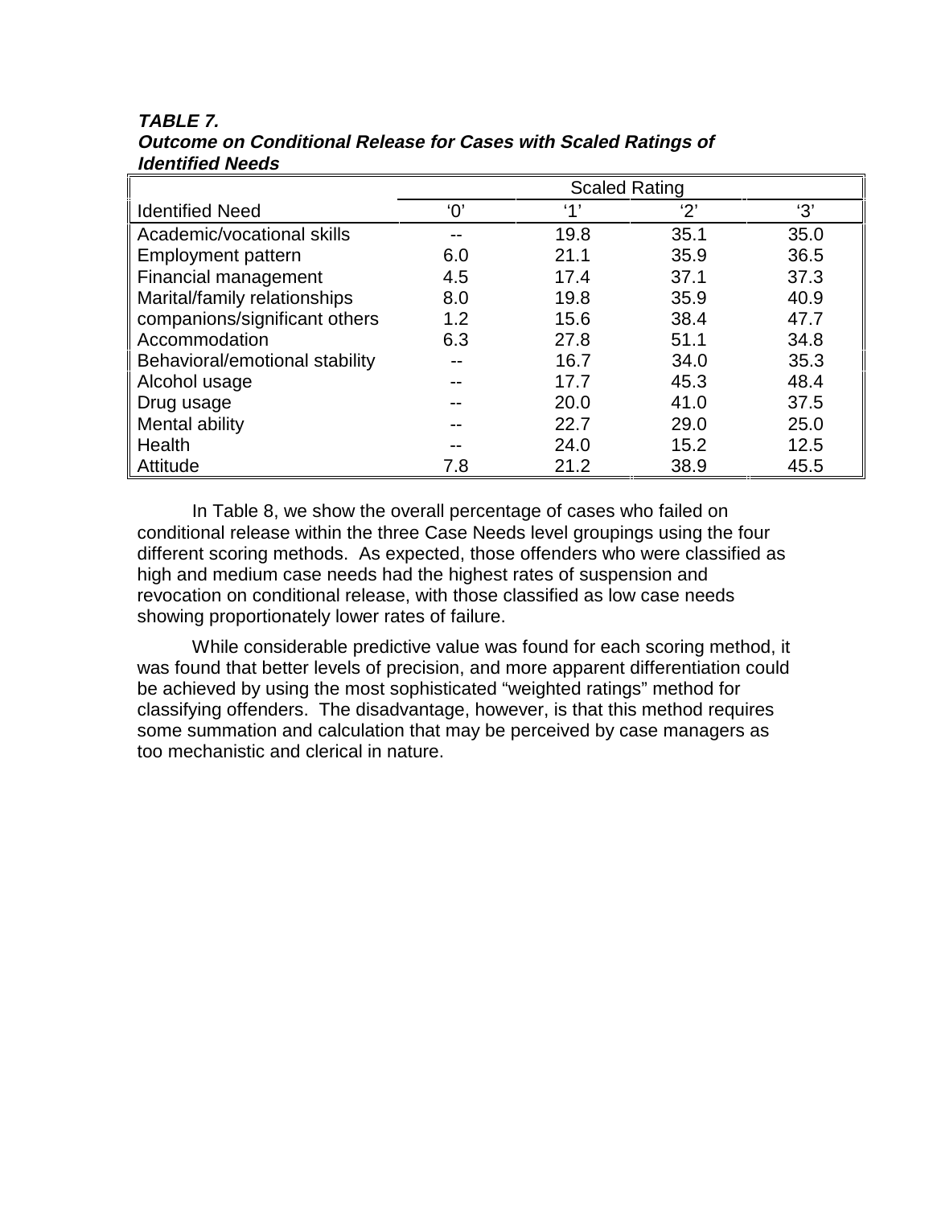***TABLE 7.***
***Outcome on Conditional Release for Cases with Scaled Ratings of Identified Needs***

| | Scaled Rating | | | |
|---|---|---|---|---|
| Identified Need | '0' | '1' | '2' | '3' |
| Academic/vocational skills | -- | 19.8 | 35.1 | 35.0 |
| Employment pattern | 6.0 | 21.1 | 35.9 | 36.5 |
| Financial management | 4.5 | 17.4 | 37.1 | 37.3 |
| Marital/family relationships | 8.0 | 19.8 | 35.9 | 40.9 |
| companions/significant others | 1.2 | 15.6 | 38.4 | 47.7 |
| Accommodation | 6.3 | 27.8 | 51.1 | 34.8 |
| Behavioral/emotional stability | -- | 16.7 | 34.0 | 35.3 |
| Alcohol usage | -- | 17.7 | 45.3 | 48.4 |
| Drug usage | -- | 20.0 | 41.0 | 37.5 |
| Mental ability | -- | 22.7 | 29.0 | 25.0 |
| Health | -- | 24.0 | 15.2 | 12.5 |
| Attitude | 7.8 | 21.2 | 38.9 | 45.5 |

In Table 8, we show the overall percentage of cases who failed on conditional release within the three Case Needs level groupings using the four different scoring methods. As expected, those offenders who were classified as high and medium case needs had the highest rates of suspension and revocation on conditional release, with those classified as low case needs showing proportionately lower rates of failure.

While considerable predictive value was found for each scoring method, it was found that better levels of precision, and more apparent differentiation could be achieved by using the most sophisticated "weighted ratings" method for classifying offenders. The disadvantage, however, is that this method requires some summation and calculation that may be perceived by case managers as too mechanistic and clerical in nature.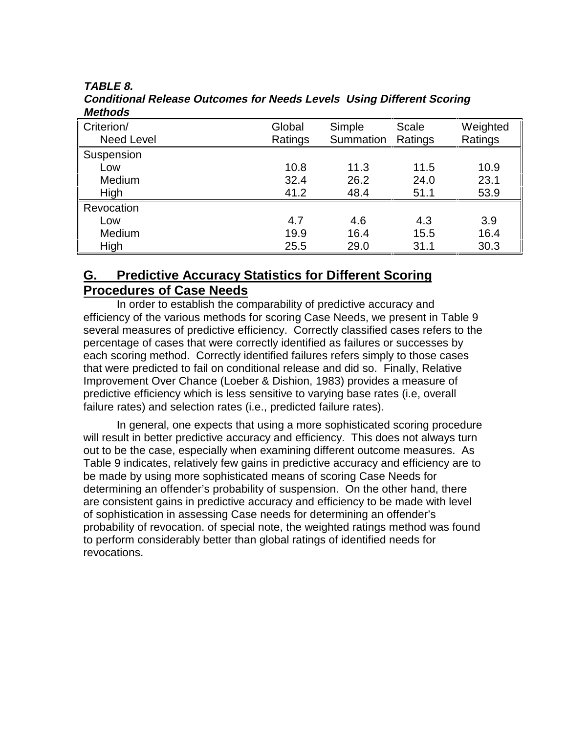***TABLE 8.***
***Conditional Release Outcomes for Needs Levels Using Different Scoring Methods***

| Criterion/ Need Level | Global Ratings | Simple Summation | Scale Ratings | Weighted Ratings |
|---|---|---|---|---|
| Suspension | | | | |
| Low | 10.8 | 11.3 | 11.5 | 10.9 |
| Medium | 32.4 | 26.2 | 24.0 | 23.1 |
| High | 41.2 | 48.4 | 51.1 | 53.9 |
| Revocation | | | | |
| Low | 4.7 | 4.6 | 4.3 | 3.9 |
| Medium | 19.9 | 16.4 | 15.5 | 16.4 |
| High | 25.5 | 29.0 | 31.1 | 30.3 |

## G. Predictive Accuracy Statistics for Different Scoring Procedures of Case Needs

In order to establish the comparability of predictive accuracy and efficiency of the various methods for scoring Case Needs, we present in Table 9 several measures of predictive efficiency. Correctly classified cases refers to the percentage of cases that were correctly identified as failures or successes by each scoring method. Correctly identified failures refers simply to those cases that were predicted to fail on conditional release and did so. Finally, Relative Improvement Over Chance (Loeber & Dishion, 1983) provides a measure of predictive efficiency which is less sensitive to varying base rates (i.e, overall failure rates) and selection rates (i.e., predicted failure rates).

In general, one expects that using a more sophisticated scoring procedure will result in better predictive accuracy and efficiency. This does not always turn out to be the case, especially when examining different outcome measures. As Table 9 indicates, relatively few gains in predictive accuracy and efficiency are to be made by using more sophisticated means of scoring Case Needs for determining an offender's probability of suspension. On the other hand, there are consistent gains in predictive accuracy and efficiency to be made with level of sophistication in assessing Case needs for determining an offender's probability of revocation. of special note, the weighted ratings method was found to perform considerably better than global ratings of identified needs for revocations.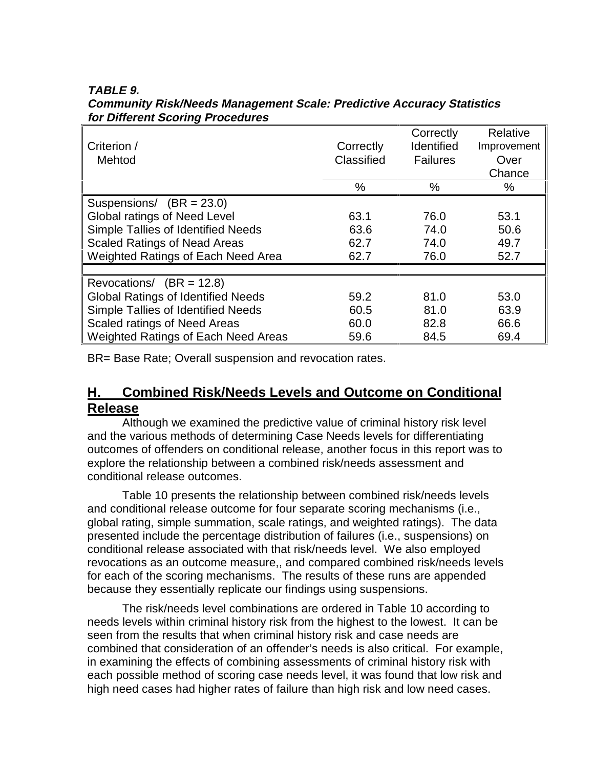***TABLE 9.***
***Community Risk/Needs Management Scale: Predictive Accuracy Statistics for Different Scoring Procedures***

| Criterion / Mehtod | Correctly Classified | Correctly Identified Failures | Relative Improvement Over Chance |
|---|---|---|---|
| | % | % | % |
| Suspensions/ (BR = 23.0) | | | |
| Global ratings of Need Level | 63.1 | 76.0 | 53.1 |
| Simple Tallies of Identified Needs | 63.6 | 74.0 | 50.6 |
| Scaled Ratings of Nead Areas | 62.7 | 74.0 | 49.7 |
| Weighted Ratings of Each Need Area | 62.7 | 76.0 | 52.7 |
| Revocations/ (BR = 12.8) | | | |
| Global Ratings of Identified Needs | 59.2 | 81.0 | 53.0 |
| Simple Tallies of Identified Needs | 60.5 | 81.0 | 63.9 |
| Scaled ratings of Need Areas | 60.0 | 82.8 | 66.6 |
| Weighted Ratings of Each Need Areas | 59.6 | 84.5 | 69.4 |

BR= Base Rate; Overall suspension and revocation rates.

## H. Combined Risk/Needs Levels and Outcome on Conditional Release

Although we examined the predictive value of criminal history risk level and the various methods of determining Case Needs levels for differentiating outcomes of offenders on conditional release, another focus in this report was to explore the relationship between a combined risk/needs assessment and conditional release outcomes.

Table 10 presents the relationship between combined risk/needs levels and conditional release outcome for four separate scoring mechanisms (i.e., global rating, simple summation, scale ratings, and weighted ratings). The data presented include the percentage distribution of failures (i.e., suspensions) on conditional release associated with that risk/needs level. We also employed revocations as an outcome measure,, and compared combined risk/needs levels for each of the scoring mechanisms. The results of these runs are appended because they essentially replicate our findings using suspensions.

The risk/needs level combinations are ordered in Table 10 according to needs levels within criminal history risk from the highest to the lowest. It can be seen from the results that when criminal history risk and case needs are combined that consideration of an offender's needs is also critical. For example, in examining the effects of combining assessments of criminal history risk with each possible method of scoring case needs level, it was found that low risk and high need cases had higher rates of failure than high risk and low need cases.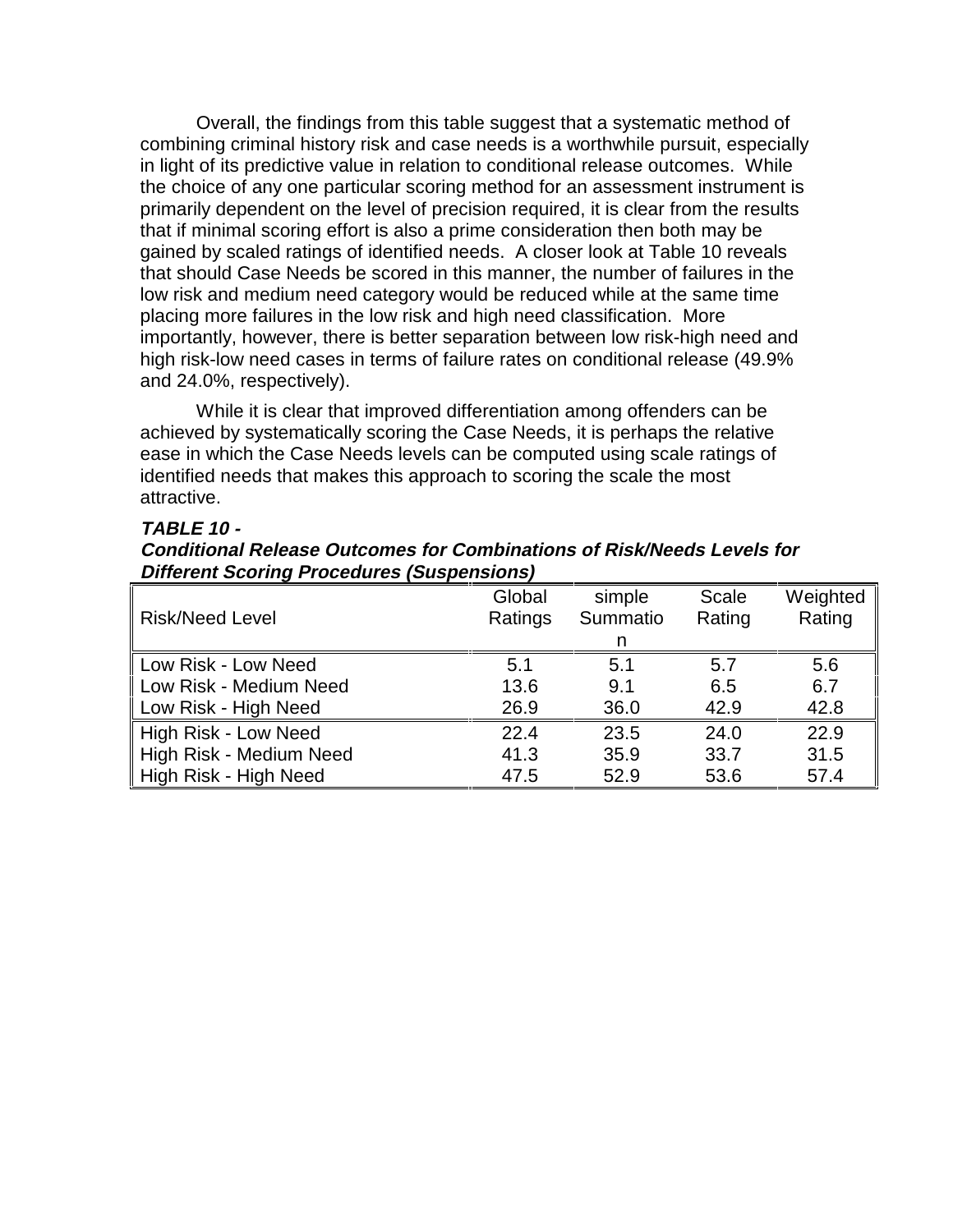Overall, the findings from this table suggest that a systematic method of combining criminal history risk and case needs is a worthwhile pursuit, especially in light of its predictive value in relation to conditional release outcomes. While the choice of any one particular scoring method for an assessment instrument is primarily dependent on the level of precision required, it is clear from the results that if minimal scoring effort is also a prime consideration then both may be gained by scaled ratings of identified needs. A closer look at Table 10 reveals that should Case Needs be scored in this manner, the number of failures in the low risk and medium need category would be reduced while at the same time placing more failures in the low risk and high need classification. More importantly, however, there is better separation between low risk-high need and high risk-low need cases in terms of failure rates on conditional release (49.9% and 24.0%, respectively).

While it is clear that improved differentiation among offenders can be achieved by systematically scoring the Case Needs, it is perhaps the relative ease in which the Case Needs levels can be computed using scale ratings of identified needs that makes this approach to scoring the scale the most attractive.

***TABLE 10 -***
***Conditional Release Outcomes for Combinations of Risk/Needs Levels for Different Scoring Procedures (Suspensions)***

| Risk/Need Level | Global Ratings | simple Summation | Scale Rating | Weighted Rating |
|---|---|---|---|---|
| Low Risk - Low Need | 5.1 | 5.1 | 5.7 | 5.6 |
| Low Risk - Medium Need | 13.6 | 9.1 | 6.5 | 6.7 |
| Low Risk - High Need | 26.9 | 36.0 | 42.9 | 42.8 |
| High Risk - Low Need | 22.4 | 23.5 | 24.0 | 22.9 |
| High Risk - Medium Need | 41.3 | 35.9 | 33.7 | 31.5 |
| High Risk - High Need | 47.5 | 52.9 | 53.6 | 57.4 |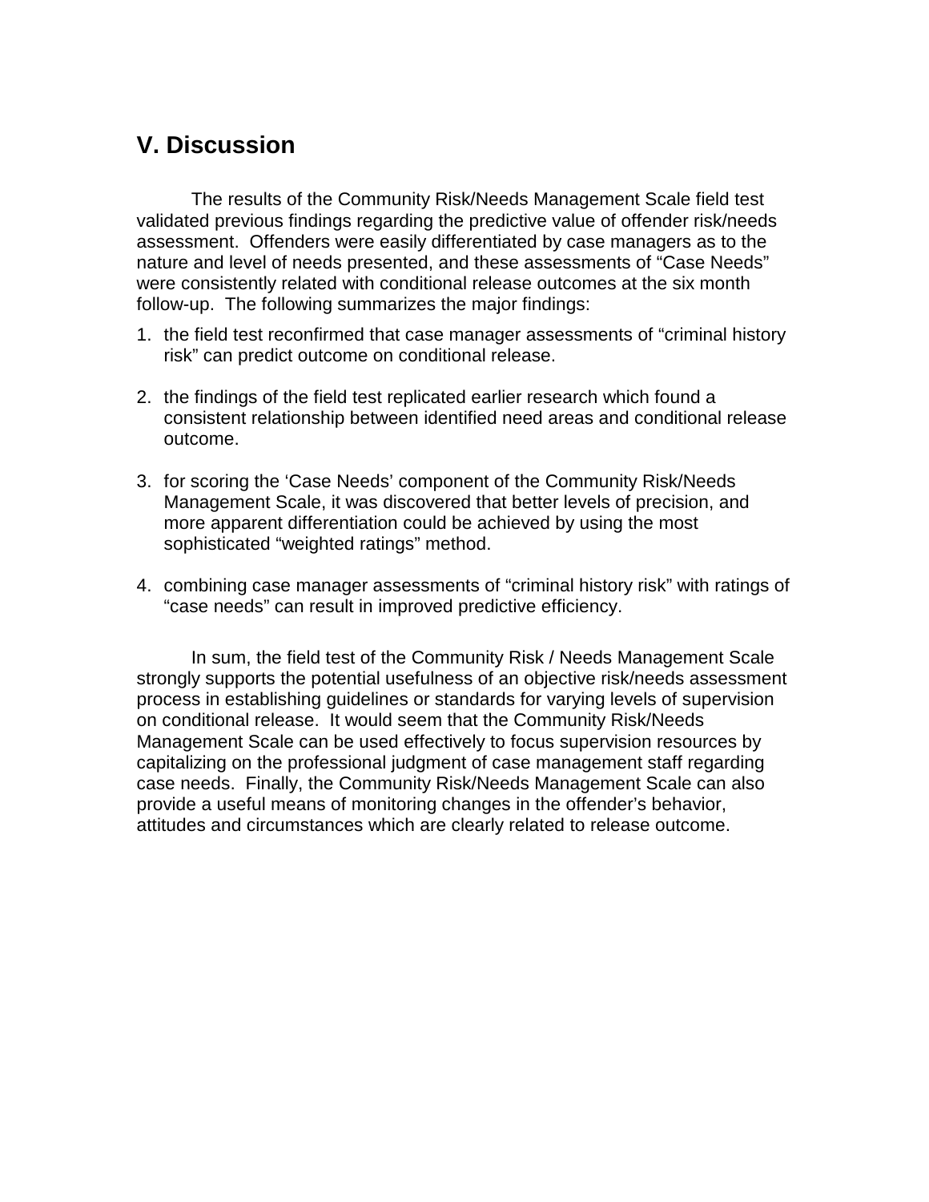## V. Discussion

The results of the Community Risk/Needs Management Scale field test validated previous findings regarding the predictive value of offender risk/needs assessment. Offenders were easily differentiated by case managers as to the nature and level of needs presented, and these assessments of "Case Needs" were consistently related with conditional release outcomes at the six month follow-up. The following summarizes the major findings:

1. the field test reconfirmed that case manager assessments of "criminal history risk" can predict outcome on conditional release.

2. the findings of the field test replicated earlier research which found a consistent relationship between identified need areas and conditional release outcome.

3. for scoring the 'Case Needs' component of the Community Risk/Needs Management Scale, it was discovered that better levels of precision, and more apparent differentiation could be achieved by using the most sophisticated "weighted ratings" method.

4. combining case manager assessments of "criminal history risk" with ratings of "case needs" can result in improved predictive efficiency.

In sum, the field test of the Community Risk / Needs Management Scale strongly supports the potential usefulness of an objective risk/needs assessment process in establishing guidelines or standards for varying levels of supervision on conditional release. It would seem that the Community Risk/Needs Management Scale can be used effectively to focus supervision resources by capitalizing on the professional judgment of case management staff regarding case needs. Finally, the Community Risk/Needs Management Scale can also provide a useful means of monitoring changes in the offender's behavior, attitudes and circumstances which are clearly related to release outcome.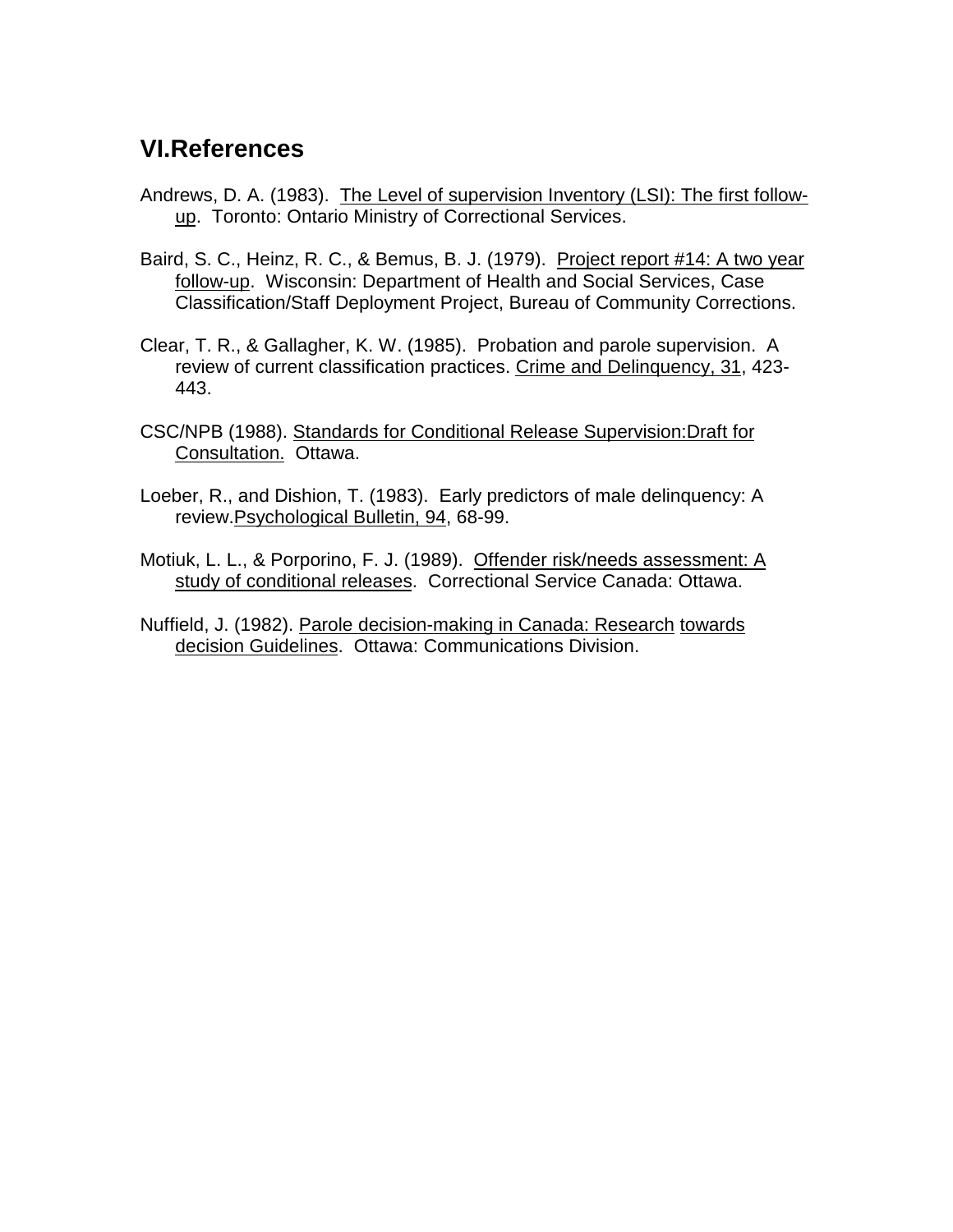## VI.References

Andrews, D. A. (1983). The Level of supervision Inventory (LSI): The first follow-up. Toronto: Ontario Ministry of Correctional Services.

Baird, S. C., Heinz, R. C., & Bemus, B. J. (1979). Project report #14: A two year follow-up. Wisconsin: Department of Health and Social Services, Case Classification/Staff Deployment Project, Bureau of Community Corrections.

Clear, T. R., & Gallagher, K. W. (1985). Probation and parole supervision. A review of current classification practices. Crime and Delinquency, 31, 423-443.

CSC/NPB (1988). Standards for Conditional Release Supervision:Draft for Consultation. Ottawa.

Loeber, R., and Dishion, T. (1983). Early predictors of male delinquency: A review.Psychological Bulletin, 94, 68-99.

Motiuk, L. L., & Porporino, F. J. (1989). Offender risk/needs assessment: A study of conditional releases. Correctional Service Canada: Ottawa.

Nuffield, J. (1982). Parole decision-making in Canada: Research towards decision Guidelines. Ottawa: Communications Division.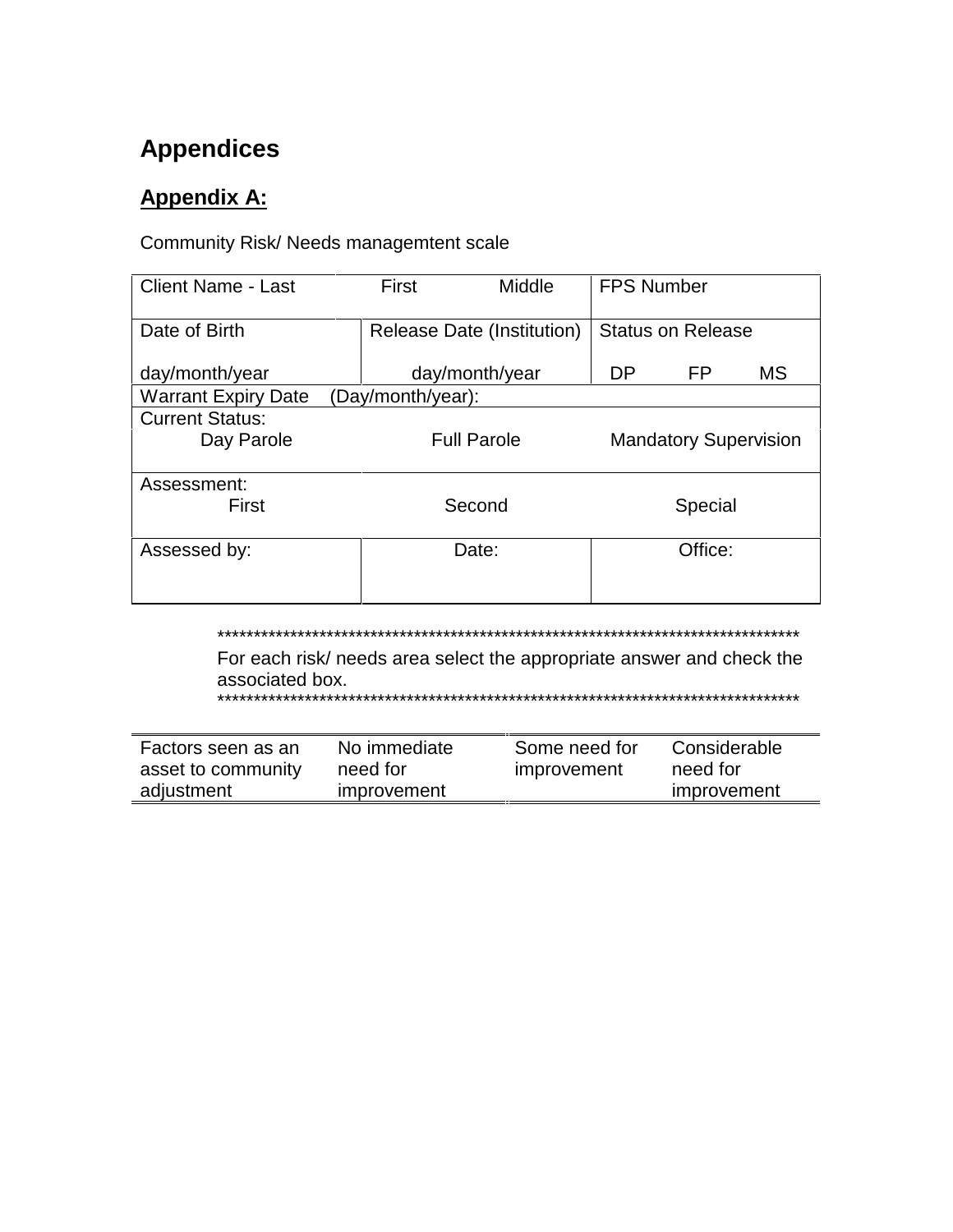# Appendices

## Appendix A:

Community Risk/ Needs managemtent scale

| Client Name - Last | First / Middle | FPS Number |
|---|---|---|
| Date of Birth<br>day/month/year | Release Date (Institution)<br>day/month/year | Status on Release<br>DP FP MS |
| Warrant Expiry Date (Day/month/year): | | |
| Current Status:<br>Day Parole | Full Parole | Mandatory Supervision |
| Assessment:<br>First | Second | Special |
| Assessed by: | Date: | Office: |

**************************************************************************************
For each risk/ needs area select the appropriate answer and check the associated box.
**************************************************************************************

| Factors seen as an asset to community adjustment | No immediate need for improvement | Some need for improvement | Considerable need for improvement |
|---|---|---|---|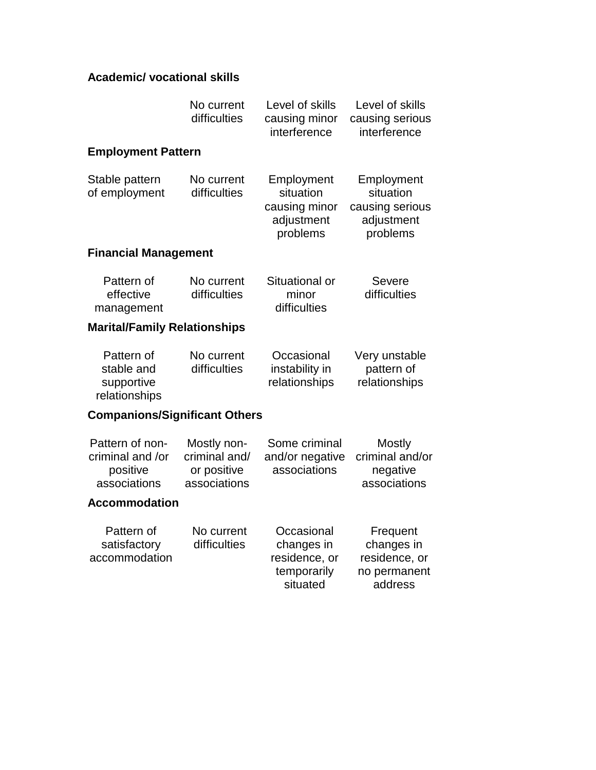**Academic/ vocational skills**

| | | | |
|---|---|---|---|
| | No current difficulties | Level of skills causing minor interference | Level of skills causing serious interference |

**Employment Pattern**

| | | | |
|---|---|---|---|
| Stable pattern of employment | No current difficulties | Employment situation causing minor adjustment problems | Employment situation causing serious adjustment problems |

**Financial Management**

| | | | |
|---|---|---|---|
| Pattern of effective management | No current difficulties | Situational or minor difficulties | Severe difficulties |

**Marital/Family Relationships**

| | | | |
|---|---|---|---|
| Pattern of stable and supportive relationships | No current difficulties | Occasional instability in relationships | Very unstable pattern of relationships |

**Companions/Significant Others**

| | | | |
|---|---|---|---|
| Pattern of non-criminal and /or positive associations | Mostly non-criminal and/ or positive associations | Some criminal and/or negative associations | Mostly criminal and/or negative associations |

**Accommodation**

| | | | |
|---|---|---|---|
| Pattern of satisfactory accommodation | No current difficulties | Occasional changes in residence, or temporarily situated | Frequent changes in residence, or no permanent address |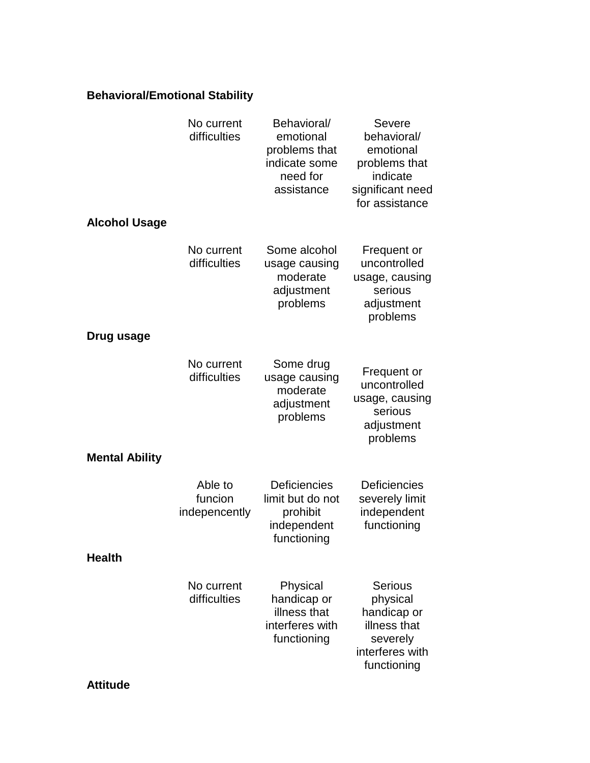**Behavioral/Emotional Stability**

| No current difficulties | Behavioral/ emotional problems that indicate some need for assistance | Severe behavioral/ emotional problems that indicate significant need for assistance |
|---|---|---|

**Alcohol Usage**

| No current difficulties | Some alcohol usage causing moderate adjustment problems | Frequent or uncontrolled usage, causing serious adjustment problems |
|---|---|---|

**Drug usage**

| No current difficulties | Some drug usage causing moderate adjustment problems | Frequent or uncontrolled usage, causing serious adjustment problems |
|---|---|---|

**Mental Ability**

| Able to funcion indepencently | Deficiencies limit but do not prohibit independent functioning | Deficiencies severely limit independent functioning |
|---|---|---|

**Health**

| No current difficulties | Physical handicap or illness that interferes with functioning | Serious physical handicap or illness that severely interferes with functioning |
|---|---|---|

**Attitude**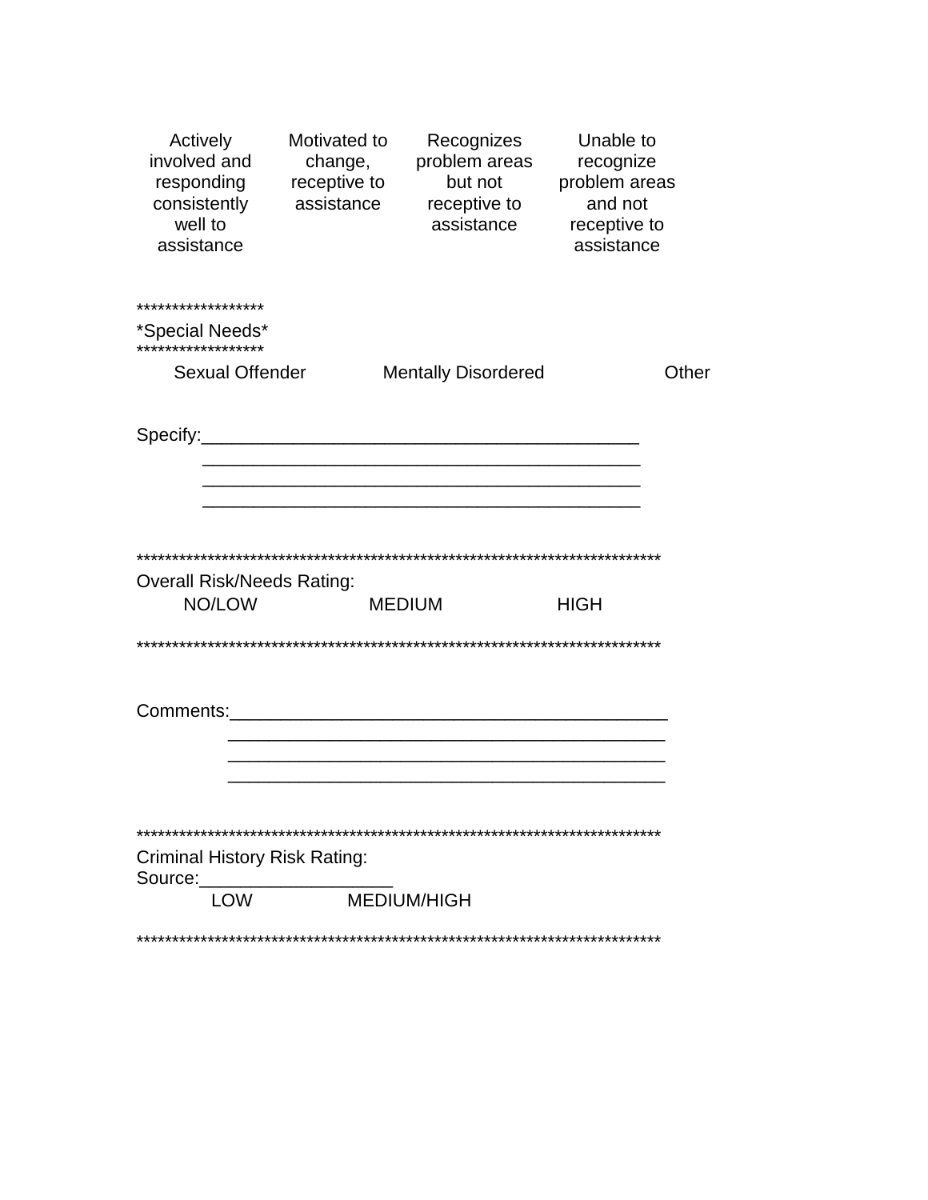| Actively involved and responding consistently well to assistance | Motivated to change, receptive to assistance | Recognizes problem areas but not receptive to assistance | Unable to recognize problem areas and not receptive to assistance |
|---|---|---|---|

******************
*Special Needs*
******************

Sexual Offender &nbsp;&nbsp;&nbsp;&nbsp; Mentally Disordered &nbsp;&nbsp;&nbsp;&nbsp; Other

Specify:_____________________________________________
_____________________________________________
_____________________________________________
_____________________________________________

***************************************************************************

Overall Risk/Needs Rating:

NO/LOW &nbsp;&nbsp;&nbsp;&nbsp; MEDIUM &nbsp;&nbsp;&nbsp;&nbsp; HIGH

***************************************************************************

Comments:_____________________________________________
_____________________________________________
_____________________________________________
_____________________________________________

***************************************************************************

Criminal History Risk Rating:
Source:___________________

LOW &nbsp;&nbsp;&nbsp;&nbsp; MEDIUM/HIGH

***************************************************************************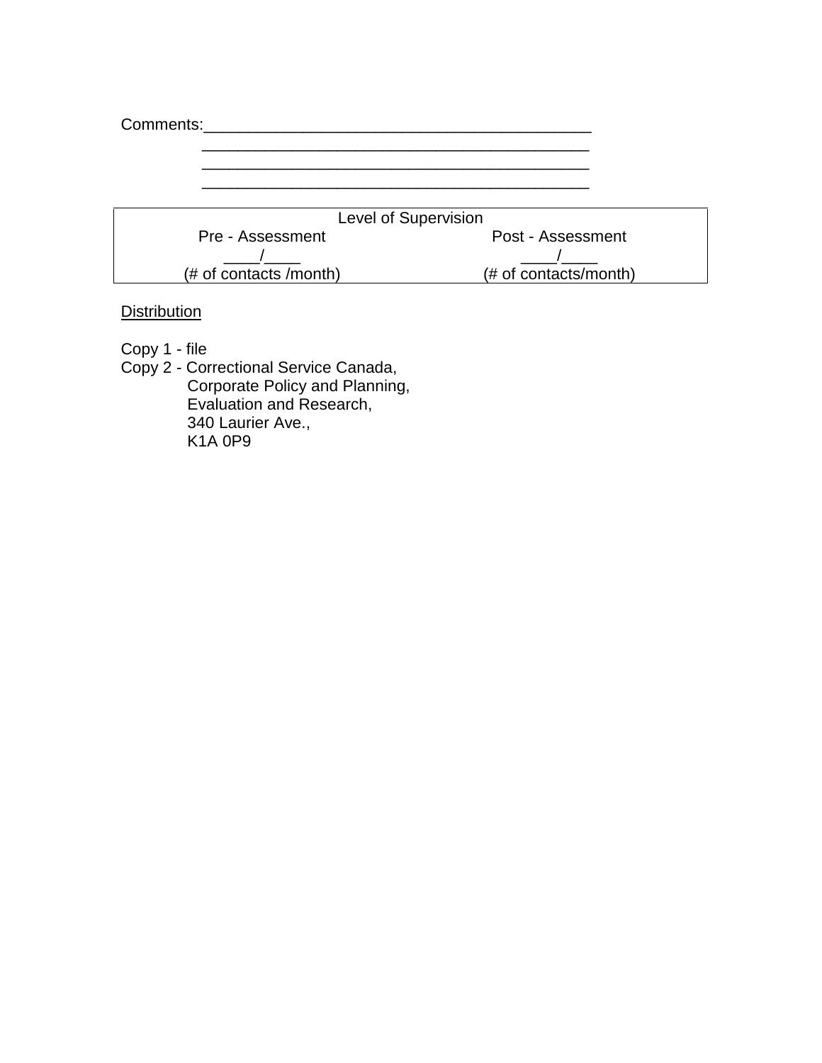Comments:____________________________________________
____________________________________________
____________________________________________
____________________________________________

| Level of Supervision | |
|---|---|
| Pre - Assessment | Post - Assessment |
| ____/____ | ____/____ |
| (# of contacts /month) | (# of contacts/month) |

<u>Distribution</u>

Copy 1 - file
Copy 2 - Correctional Service Canada,
Corporate Policy and Planning,
Evaluation and Research,
340 Laurier Ave.,
K1A 0P9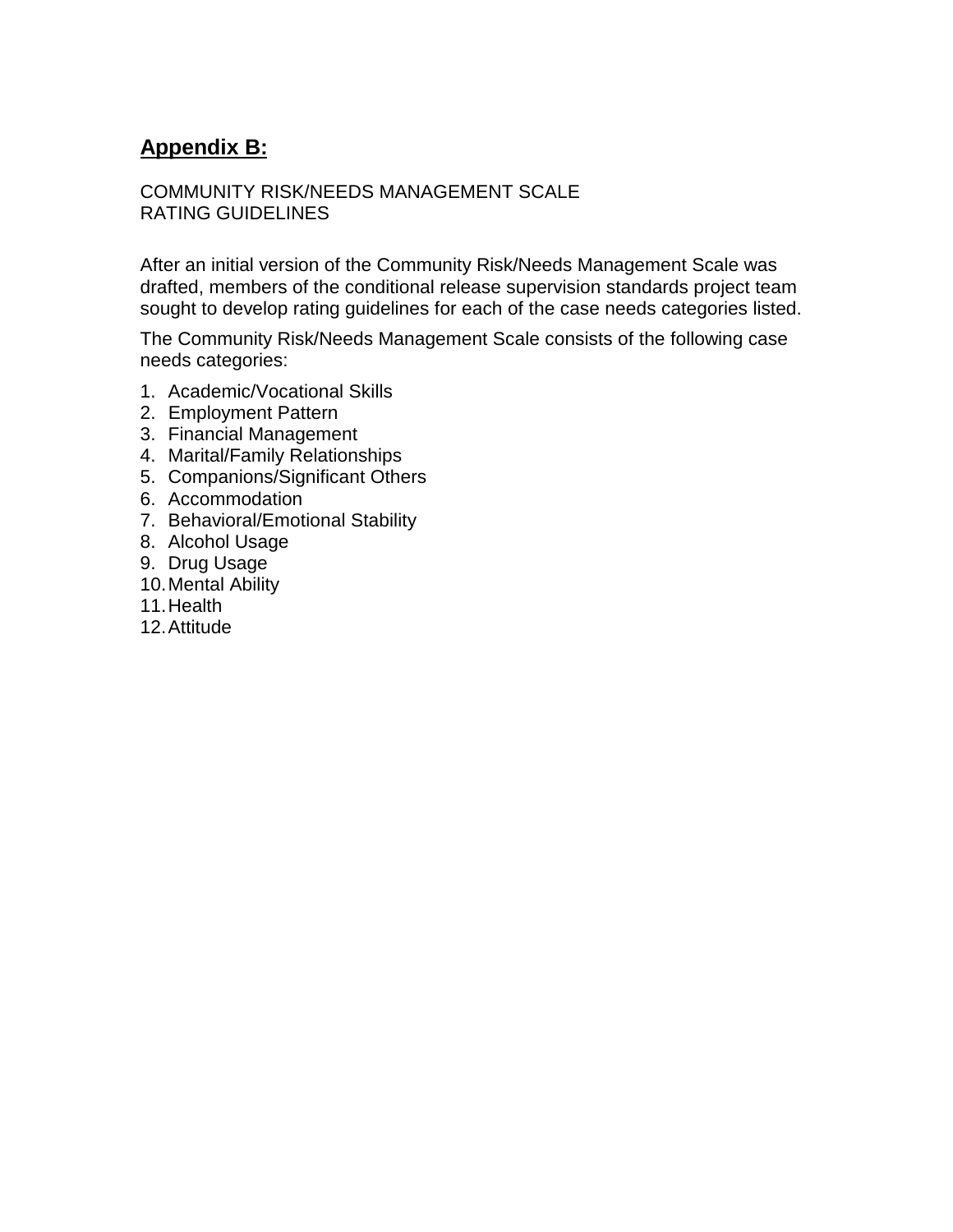## Appendix B:

COMMUNITY RISK/NEEDS MANAGEMENT SCALE
RATING GUIDELINES

After an initial version of the Community Risk/Needs Management Scale was drafted, members of the conditional release supervision standards project team sought to develop rating guidelines for each of the case needs categories listed.

The Community Risk/Needs Management Scale consists of the following case needs categories:

1. Academic/Vocational Skills
2. Employment Pattern
3. Financial Management
4. Marital/Family Relationships
5. Companions/Significant Others
6. Accommodation
7. Behavioral/Emotional Stability
8. Alcohol Usage
9. Drug Usage
10. Mental Ability
11. Health
12. Attitude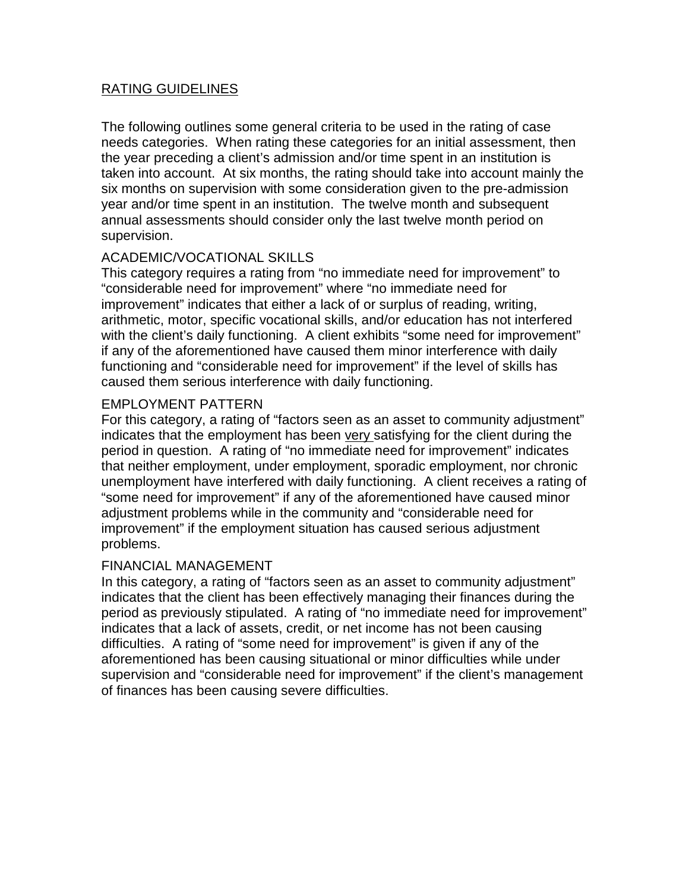## RATING GUIDELINES

The following outlines some general criteria to be used in the rating of case needs categories. When rating these categories for an initial assessment, then the year preceding a client's admission and/or time spent in an institution is taken into account. At six months, the rating should take into account mainly the six months on supervision with some consideration given to the pre-admission year and/or time spent in an institution. The twelve month and subsequent annual assessments should consider only the last twelve month period on supervision.

### ACADEMIC/VOCATIONAL SKILLS

This category requires a rating from "no immediate need for improvement" to "considerable need for improvement" where "no immediate need for improvement" indicates that either a lack of or surplus of reading, writing, arithmetic, motor, specific vocational skills, and/or education has not interfered with the client's daily functioning. A client exhibits "some need for improvement" if any of the aforementioned have caused them minor interference with daily functioning and "considerable need for improvement" if the level of skills has caused them serious interference with daily functioning.

### EMPLOYMENT PATTERN

For this category, a rating of "factors seen as an asset to community adjustment" indicates that the employment has been <u>very</u> satisfying for the client during the period in question. A rating of "no immediate need for improvement" indicates that neither employment, under employment, sporadic employment, nor chronic unemployment have interfered with daily functioning. A client receives a rating of "some need for improvement" if any of the aforementioned have caused minor adjustment problems while in the community and "considerable need for improvement" if the employment situation has caused serious adjustment problems.

### FINANCIAL MANAGEMENT

In this category, a rating of "factors seen as an asset to community adjustment" indicates that the client has been effectively managing their finances during the period as previously stipulated. A rating of "no immediate need for improvement" indicates that a lack of assets, credit, or net income has not been causing difficulties. A rating of "some need for improvement" is given if any of the aforementioned has been causing situational or minor difficulties while under supervision and "considerable need for improvement" if the client's management of finances has been causing severe difficulties.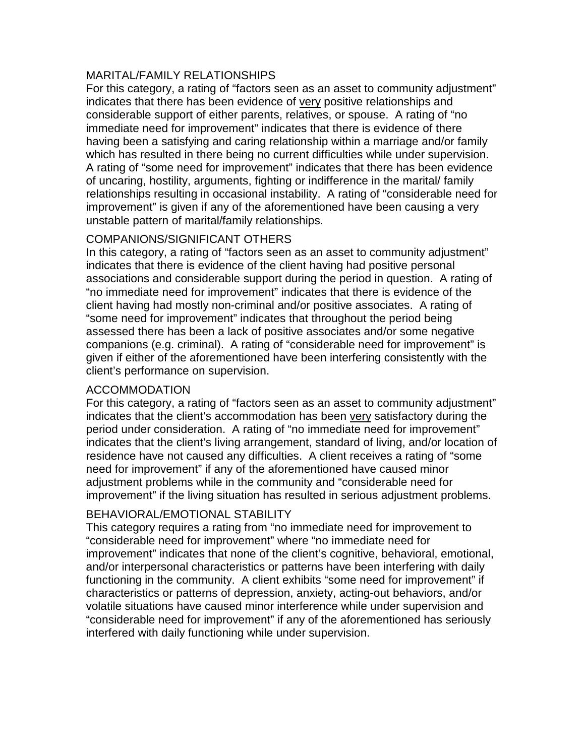## MARITAL/FAMILY RELATIONSHIPS

For this category, a rating of "factors seen as an asset to community adjustment" indicates that there has been evidence of <u>very</u> positive relationships and considerable support of either parents, relatives, or spouse. A rating of "no immediate need for improvement" indicates that there is evidence of there having been a satisfying and caring relationship within a marriage and/or family which has resulted in there being no current difficulties while under supervision. A rating of "some need for improvement" indicates that there has been evidence of uncaring, hostility, arguments, fighting or indifference in the marital/ family relationships resulting in occasional instability. A rating of "considerable need for improvement" is given if any of the aforementioned have been causing a very unstable pattern of marital/family relationships.

## COMPANIONS/SIGNIFICANT OTHERS

In this category, a rating of "factors seen as an asset to community adjustment" indicates that there is evidence of the client having had positive personal associations and considerable support during the period in question. A rating of "no immediate need for improvement" indicates that there is evidence of the client having had mostly non-criminal and/or positive associates. A rating of "some need for improvement" indicates that throughout the period being assessed there has been a lack of positive associates and/or some negative companions (e.g. criminal). A rating of "considerable need for improvement" is given if either of the aforementioned have been interfering consistently with the client's performance on supervision.

## ACCOMMODATION

For this category, a rating of "factors seen as an asset to community adjustment" indicates that the client's accommodation has been <u>very</u> satisfactory during the period under consideration. A rating of "no immediate need for improvement" indicates that the client's living arrangement, standard of living, and/or location of residence have not caused any difficulties. A client receives a rating of "some need for improvement" if any of the aforementioned have caused minor adjustment problems while in the community and "considerable need for improvement" if the living situation has resulted in serious adjustment problems.

## BEHAVIORAL/EMOTIONAL STABILITY

This category requires a rating from "no immediate need for improvement to "considerable need for improvement" where "no immediate need for improvement" indicates that none of the client's cognitive, behavioral, emotional, and/or interpersonal characteristics or patterns have been interfering with daily functioning in the community. A client exhibits "some need for improvement" if characteristics or patterns of depression, anxiety, acting-out behaviors, and/or volatile situations have caused minor interference while under supervision and "considerable need for improvement" if any of the aforementioned has seriously interfered with daily functioning while under supervision.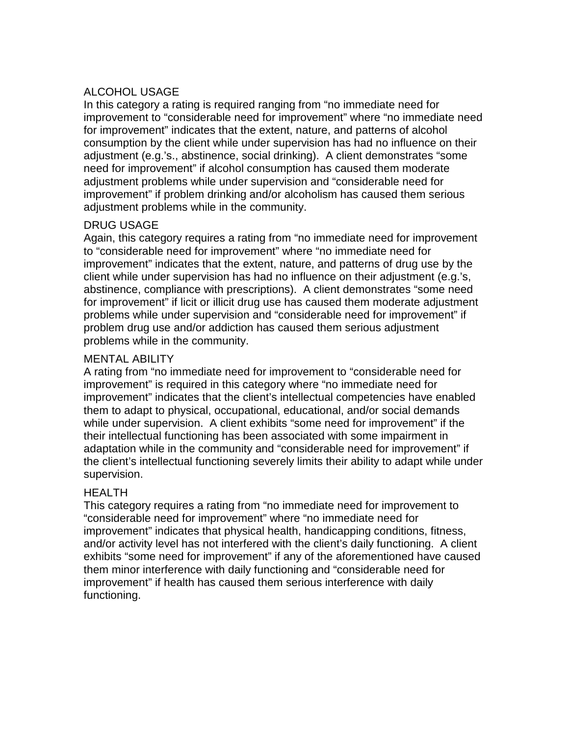## ALCOHOL USAGE

In this category a rating is required ranging from "no immediate need for improvement to "considerable need for improvement" where "no immediate need for improvement" indicates that the extent, nature, and patterns of alcohol consumption by the client while under supervision has had no influence on their adjustment (e.g.'s., abstinence, social drinking). A client demonstrates "some need for improvement" if alcohol consumption has caused them moderate adjustment problems while under supervision and "considerable need for improvement" if problem drinking and/or alcoholism has caused them serious adjustment problems while in the community.

## DRUG USAGE

Again, this category requires a rating from "no immediate need for improvement to "considerable need for improvement" where "no immediate need for improvement" indicates that the extent, nature, and patterns of drug use by the client while under supervision has had no influence on their adjustment (e.g.'s, abstinence, compliance with prescriptions). A client demonstrates "some need for improvement" if licit or illicit drug use has caused them moderate adjustment problems while under supervision and "considerable need for improvement" if problem drug use and/or addiction has caused them serious adjustment problems while in the community.

## MENTAL ABILITY

A rating from "no immediate need for improvement to "considerable need for improvement" is required in this category where "no immediate need for improvement" indicates that the client's intellectual competencies have enabled them to adapt to physical, occupational, educational, and/or social demands while under supervision. A client exhibits "some need for improvement" if the their intellectual functioning has been associated with some impairment in adaptation while in the community and "considerable need for improvement" if the client's intellectual functioning severely limits their ability to adapt while under supervision.

## HEALTH

This category requires a rating from "no immediate need for improvement to "considerable need for improvement" where "no immediate need for improvement" indicates that physical health, handicapping conditions, fitness, and/or activity level has not interfered with the client's daily functioning. A client exhibits "some need for improvement" if any of the aforementioned have caused them minor interference with daily functioning and "considerable need for improvement" if health has caused them serious interference with daily functioning.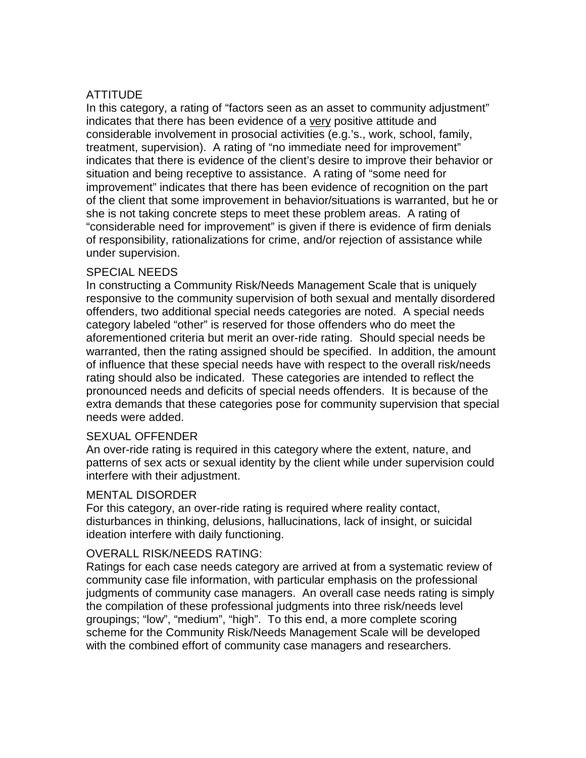### ATTITUDE

In this category, a rating of "factors seen as an asset to community adjustment" indicates that there has been evidence of a <u>very</u> positive attitude and considerable involvement in prosocial activities (e.g.'s., work, school, family, treatment, supervision). A rating of "no immediate need for improvement" indicates that there is evidence of the client's desire to improve their behavior or situation and being receptive to assistance. A rating of "some need for improvement" indicates that there has been evidence of recognition on the part of the client that some improvement in behavior/situations is warranted, but he or she is not taking concrete steps to meet these problem areas. A rating of "considerable need for improvement" is given if there is evidence of firm denials of responsibility, rationalizations for crime, and/or rejection of assistance while under supervision.

### SPECIAL NEEDS

In constructing a Community Risk/Needs Management Scale that is uniquely responsive to the community supervision of both sexual and mentally disordered offenders, two additional special needs categories are noted. A special needs category labeled "other" is reserved for those offenders who do meet the aforementioned criteria but merit an over-ride rating. Should special needs be warranted, then the rating assigned should be specified. In addition, the amount of influence that these special needs have with respect to the overall risk/needs rating should also be indicated. These categories are intended to reflect the pronounced needs and deficits of special needs offenders. It is because of the extra demands that these categories pose for community supervision that special needs were added.

### SEXUAL OFFENDER

An over-ride rating is required in this category where the extent, nature, and patterns of sex acts or sexual identity by the client while under supervision could interfere with their adjustment.

### MENTAL DISORDER

For this category, an over-ride rating is required where reality contact, disturbances in thinking, delusions, hallucinations, lack of insight, or suicidal ideation interfere with daily functioning.

### OVERALL RISK/NEEDS RATING:

Ratings for each case needs category are arrived at from a systematic review of community case file information, with particular emphasis on the professional judgments of community case managers. An overall case needs rating is simply the compilation of these professional judgments into three risk/needs level groupings; "low", "medium", "high". To this end, a more complete scoring scheme for the Community Risk/Needs Management Scale will be developed with the combined effort of community case managers and researchers.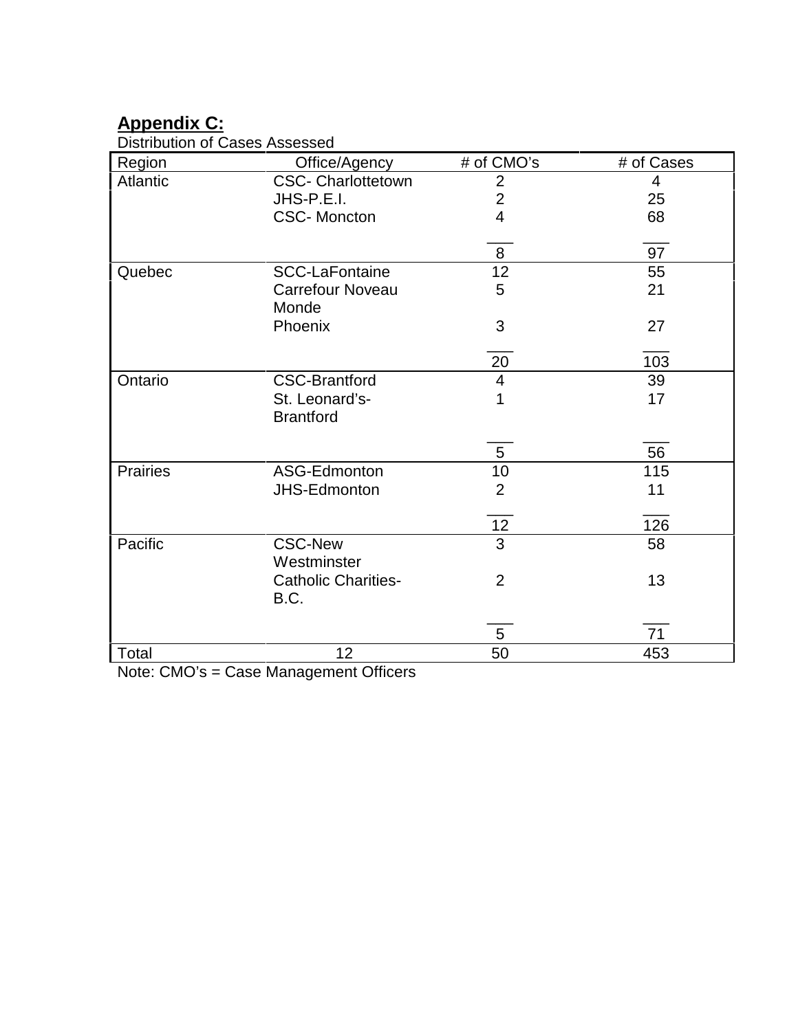## **Appendix C:**

Distribution of Cases Assessed

| Region | Office/Agency | # of CMO's | # of Cases |
|---|---|---|---|
| Atlantic | CSC- Charlottetown | 2 | 4 |
| | JHS-P.E.I. | 2 | 25 |
| | CSC- Moncton | 4 | 68 |
| | | 8 | 97 |
| Quebec | SCC-LaFontaine | 12 | 55 |
| | Carrefour Noveau Monde | 5 | 21 |
| | Phoenix | 3 | 27 |
| | | 20 | 103 |
| Ontario | CSC-Brantford | 4 | 39 |
| | St. Leonard's-Brantford | 1 | 17 |
| | | 5 | 56 |
| Prairies | ASG-Edmonton | 10 | 115 |
| | JHS-Edmonton | 2 | 11 |
| | | 12 | 126 |
| Pacific | CSC-New Westminster | 3 | 58 |
| | Catholic Charities-B.C. | 2 | 13 |
| | | 5 | 71 |
| Total | 12 | 50 | 453 |

Note: CMO's = Case Management Officers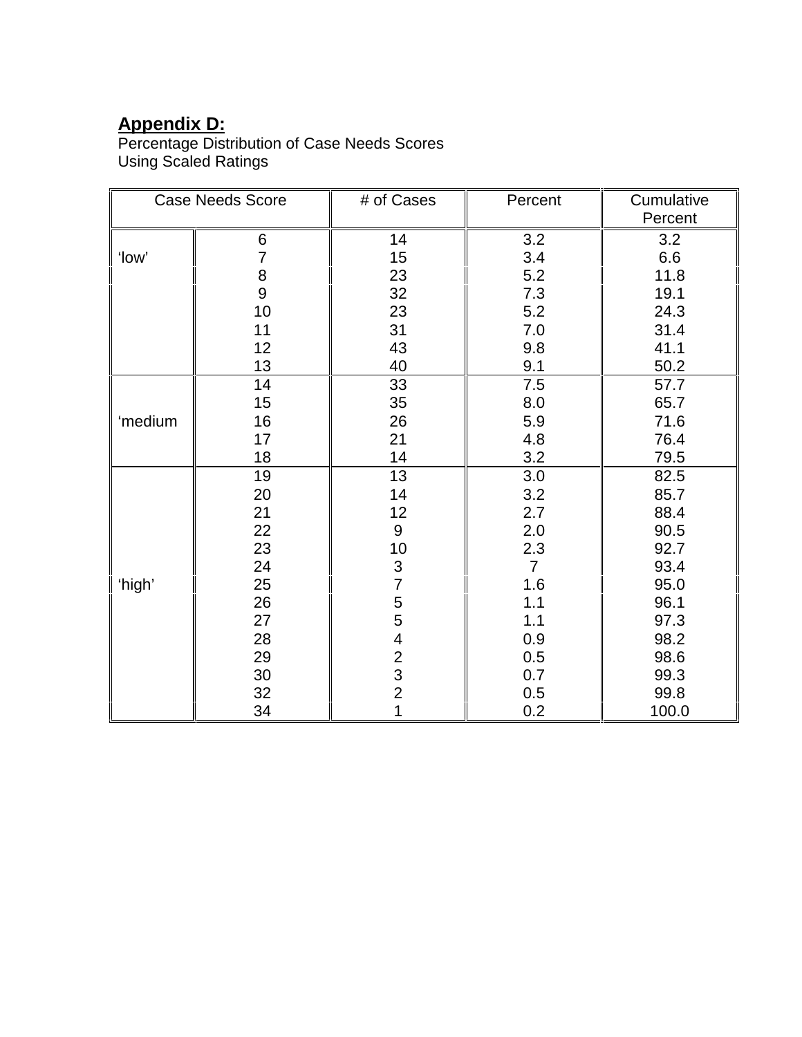**Appendix D:**

Percentage Distribution of Case Needs Scores
Using Scaled Ratings

| Case Needs Score | | # of Cases | Percent | Cumulative Percent |
|---|---|---|---|---|
| | 6 | 14 | 3.2 | 3.2 |
| ‘low’ | 7 | 15 | 3.4 | 6.6 |
| | 8 | 23 | 5.2 | 11.8 |
| | 9 | 32 | 7.3 | 19.1 |
| | 10 | 23 | 5.2 | 24.3 |
| | 11 | 31 | 7.0 | 31.4 |
| | 12 | 43 | 9.8 | 41.1 |
| | 13 | 40 | 9.1 | 50.2 |
| | 14 | 33 | 7.5 | 57.7 |
| | 15 | 35 | 8.0 | 65.7 |
| ‘medium | 16 | 26 | 5.9 | 71.6 |
| | 17 | 21 | 4.8 | 76.4 |
| | 18 | 14 | 3.2 | 79.5 |
| | 19 | 13 | 3.0 | 82.5 |
| | 20 | 14 | 3.2 | 85.7 |
| | 21 | 12 | 2.7 | 88.4 |
| | 22 | 9 | 2.0 | 90.5 |
| | 23 | 10 | 2.3 | 92.7 |
| | 24 | 3 | 7 | 93.4 |
| ‘high’ | 25 | 7 | 1.6 | 95.0 |
| | 26 | 5 | 1.1 | 96.1 |
| | 27 | 5 | 1.1 | 97.3 |
| | 28 | 4 | 0.9 | 98.2 |
| | 29 | 2 | 0.5 | 98.6 |
| | 30 | 3 | 0.7 | 99.3 |
| | 32 | 2 | 0.5 | 99.8 |
| | 34 | 1 | 0.2 | 100.0 |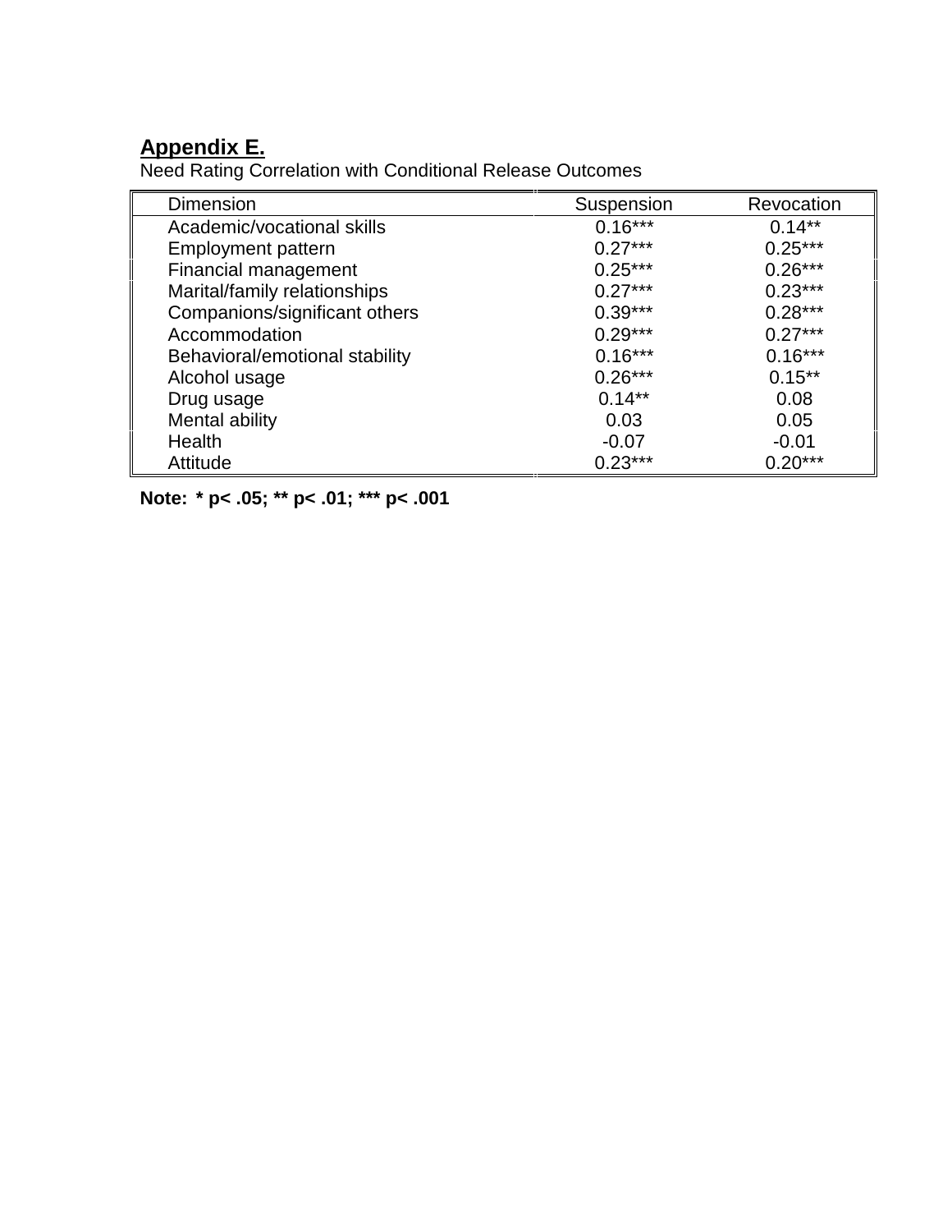**Appendix E.**

Need Rating Correlation with Conditional Release Outcomes

| Dimension | Suspension | Revocation |
|---|---|---|
| Academic/vocational skills | 0.16*** | 0.14** |
| Employment pattern | 0.27*** | 0.25*** |
| Financial management | 0.25*** | 0.26*** |
| Marital/family relationships | 0.27*** | 0.23*** |
| Companions/significant others | 0.39*** | 0.28*** |
| Accommodation | 0.29*** | 0.27*** |
| Behavioral/emotional stability | 0.16*** | 0.16*** |
| Alcohol usage | 0.26*** | 0.15** |
| Drug usage | 0.14** | 0.08 |
| Mental ability | 0.03 | 0.05 |
| Health | -0.07 | -0.01 |
| Attitude | 0.23*** | 0.20*** |

**Note: * p< .05; ** p< .01; *** p< .001**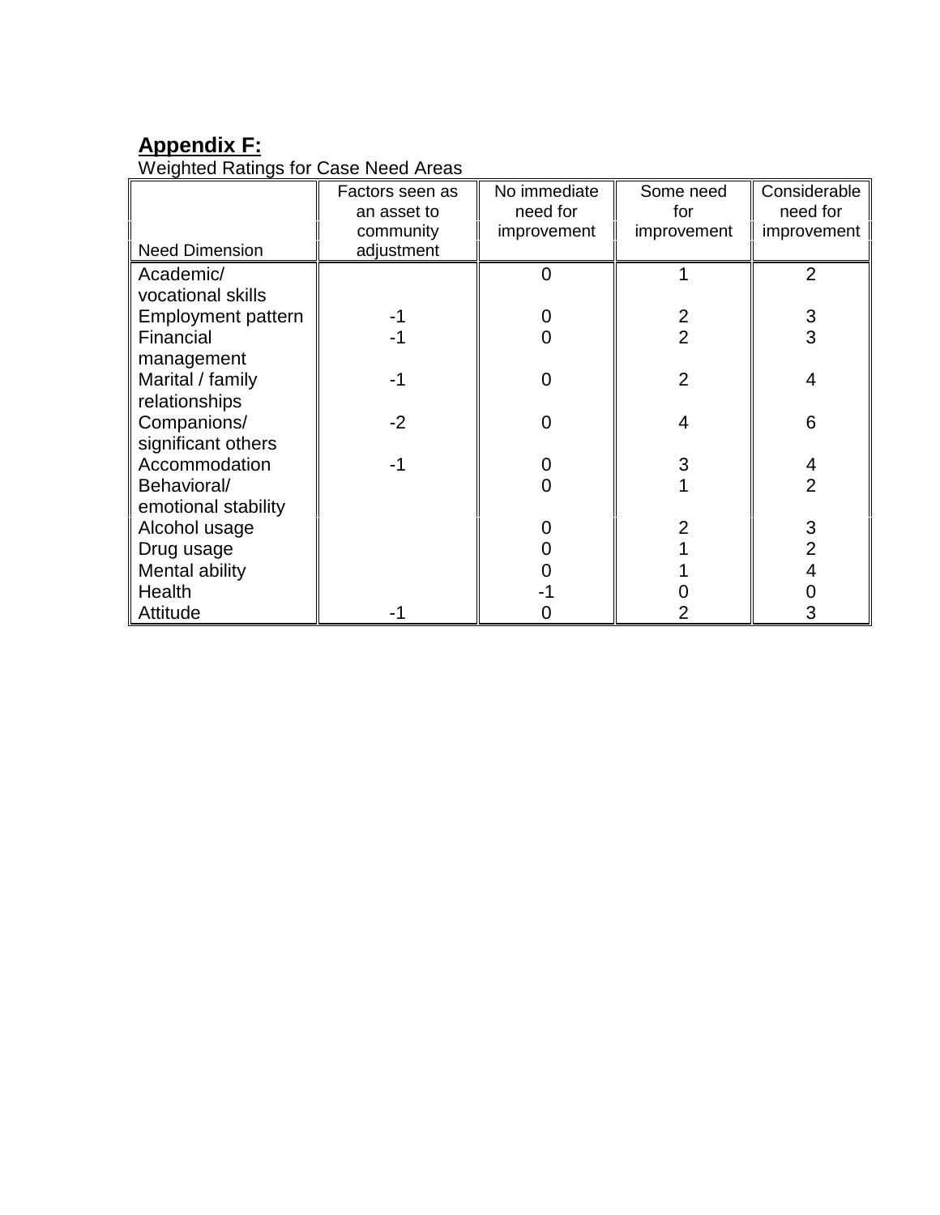## **Appendix F:**

Weighted Ratings for Case Need Areas

| Need Dimension | Factors seen as an asset to community adjustment | No immediate need for improvement | Some need for improvement | Considerable need for improvement |
|---|---|---|---|---|
| Academic/ vocational skills | | 0 | 1 | 2 |
| Employment pattern | -1 | 0 | 2 | 3 |
| Financial management | -1 | 0 | 2 | 3 |
| Marital / family relationships | -1 | 0 | 2 | 4 |
| Companions/ significant others | -2 | 0 | 4 | 6 |
| Accommodation | -1 | 0 | 3 | 4 |
| Behavioral/ emotional stability | | 0 | 1 | 2 |
| Alcohol usage | | 0 | 2 | 3 |
| Drug usage | | 0 | 1 | 2 |
| Mental ability | | 0 | 1 | 4 |
| Health | | -1 | 0 | 0 |
| Attitude | -1 | 0 | 2 | 3 |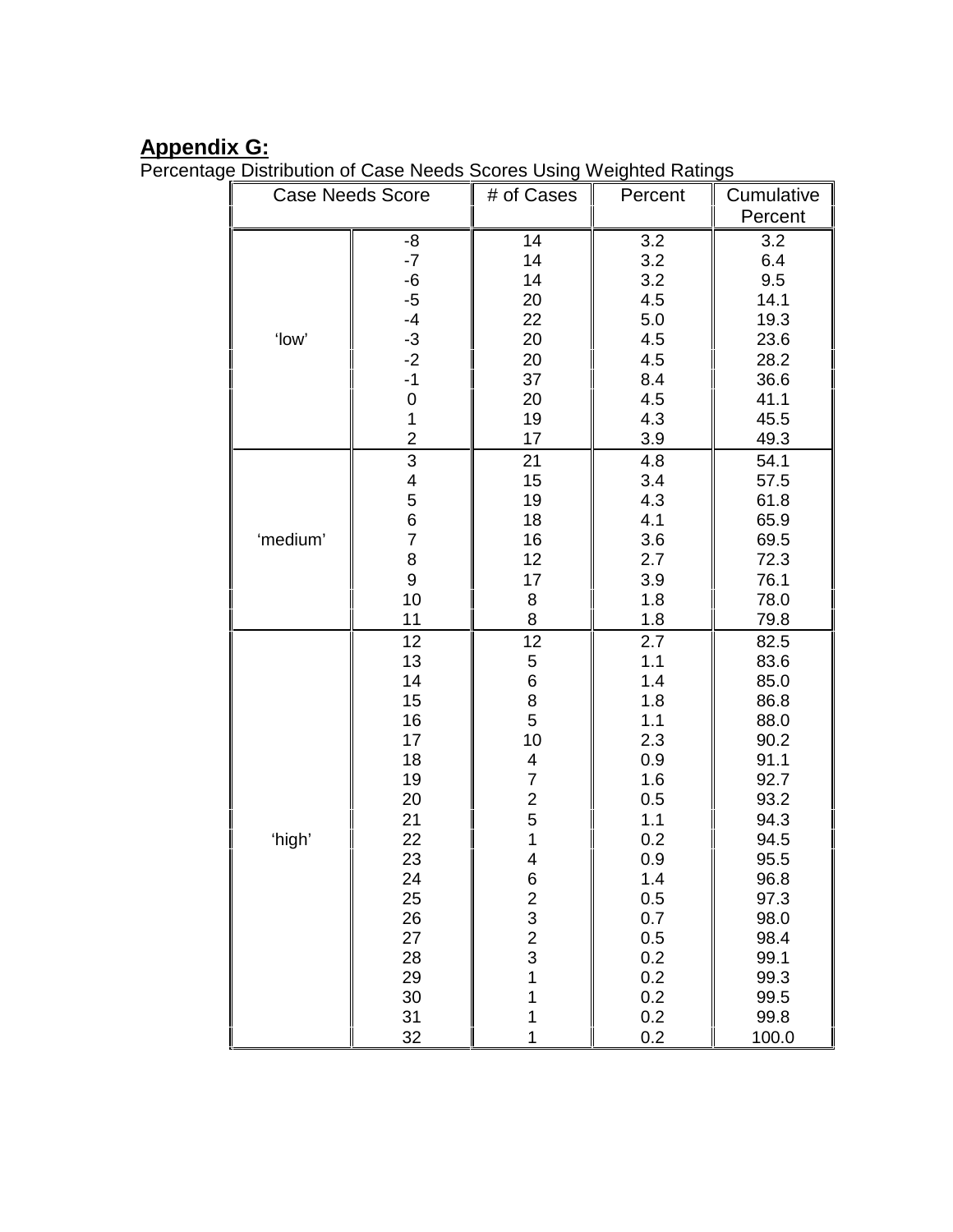## Appendix G:

Percentage Distribution of Case Needs Scores Using Weighted Ratings

| Case Needs Score | | # of Cases | Percent | Cumulative Percent |
|---|---|---|---|---|
| 'low' | -8 | 14 | 3.2 | 3.2 |
| | -7 | 14 | 3.2 | 6.4 |
| | -6 | 14 | 3.2 | 9.5 |
| | -5 | 20 | 4.5 | 14.1 |
| | -4 | 22 | 5.0 | 19.3 |
| | -3 | 20 | 4.5 | 23.6 |
| | -2 | 20 | 4.5 | 28.2 |
| | -1 | 37 | 8.4 | 36.6 |
| | 0 | 20 | 4.5 | 41.1 |
| | 1 | 19 | 4.3 | 45.5 |
| | 2 | 17 | 3.9 | 49.3 |
| 'medium' | 3 | 21 | 4.8 | 54.1 |
| | 4 | 15 | 3.4 | 57.5 |
| | 5 | 19 | 4.3 | 61.8 |
| | 6 | 18 | 4.1 | 65.9 |
| | 7 | 16 | 3.6 | 69.5 |
| | 8 | 12 | 2.7 | 72.3 |
| | 9 | 17 | 3.9 | 76.1 |
| | 10 | 8 | 1.8 | 78.0 |
| | 11 | 8 | 1.8 | 79.8 |
| 'high' | 12 | 12 | 2.7 | 82.5 |
| | 13 | 5 | 1.1 | 83.6 |
| | 14 | 6 | 1.4 | 85.0 |
| | 15 | 8 | 1.8 | 86.8 |
| | 16 | 5 | 1.1 | 88.0 |
| | 17 | 10 | 2.3 | 90.2 |
| | 18 | 4 | 0.9 | 91.1 |
| | 19 | 7 | 1.6 | 92.7 |
| | 20 | 2 | 0.5 | 93.2 |
| | 21 | 5 | 1.1 | 94.3 |
| | 22 | 1 | 0.2 | 94.5 |
| | 23 | 4 | 0.9 | 95.5 |
| | 24 | 6 | 1.4 | 96.8 |
| | 25 | 2 | 0.5 | 97.3 |
| | 26 | 3 | 0.7 | 98.0 |
| | 27 | 2 | 0.5 | 98.4 |
| | 28 | 3 | 0.2 | 99.1 |
| | 29 | 1 | 0.2 | 99.3 |
| | 30 | 1 | 0.2 | 99.5 |
| | 31 | 1 | 0.2 | 99.8 |
| | 32 | 1 | 0.2 | 100.0 |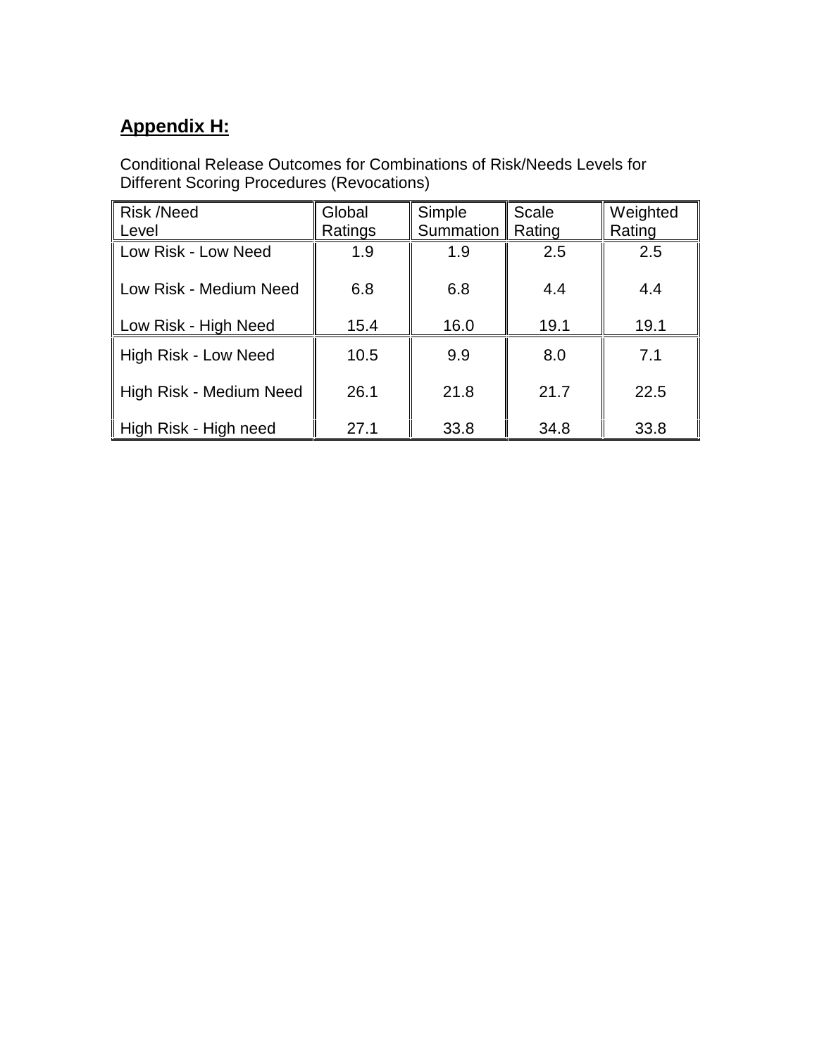## **Appendix H:**

Conditional Release Outcomes for Combinations of Risk/Needs Levels for Different Scoring Procedures (Revocations)

| Risk /Need Level | Global Ratings | Simple Summation | Scale Rating | Weighted Rating |
|---|---|---|---|---|
| Low Risk - Low Need | 1.9 | 1.9 | 2.5 | 2.5 |
| Low Risk - Medium Need | 6.8 | 6.8 | 4.4 | 4.4 |
| Low Risk - High Need | 15.4 | 16.0 | 19.1 | 19.1 |
| High Risk - Low Need | 10.5 | 9.9 | 8.0 | 7.1 |
| High Risk - Medium Need | 26.1 | 21.8 | 21.7 | 22.5 |
| High Risk - High need | 27.1 | 33.8 | 34.8 | 33.8 |